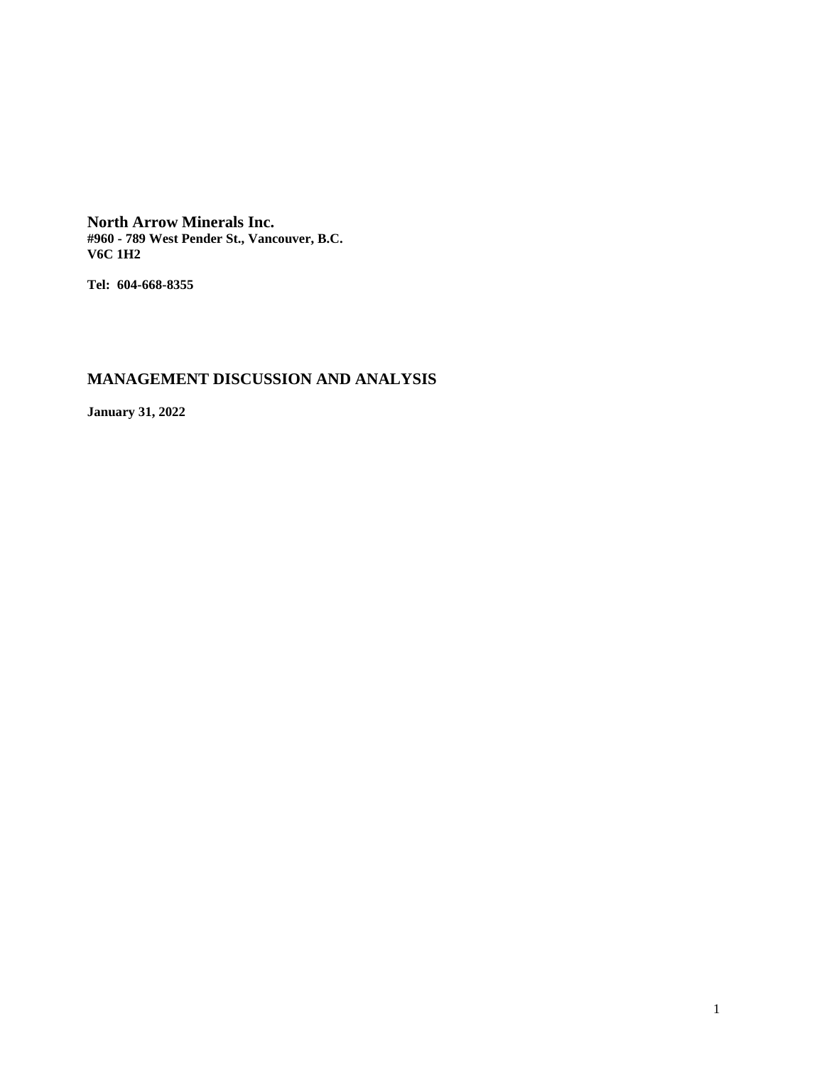**North Arrow Minerals Inc.**
**#960 - 789 West Pender St., Vancouver, B.C.**
**V6C 1H2**

**Tel: 604-668-8355**

## MANAGEMENT DISCUSSION AND ANALYSIS

**January 31, 2022**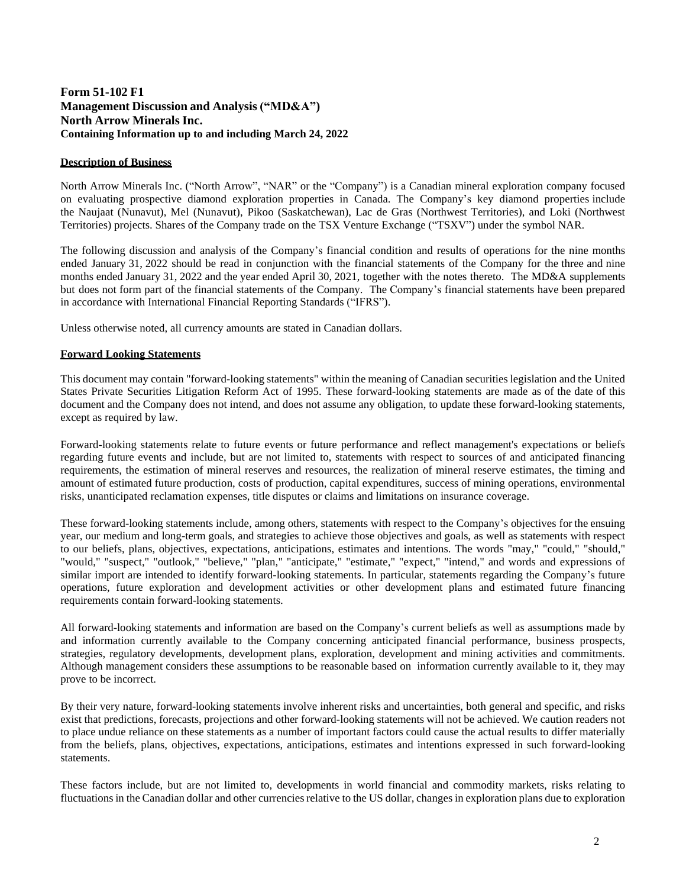**Form 51-102 F1**
**Management Discussion and Analysis ("MD&A")**
**North Arrow Minerals Inc.**
**Containing Information up to and including March 24, 2022**

## Description of Business

North Arrow Minerals Inc. ("North Arrow", "NAR" or the "Company") is a Canadian mineral exploration company focused on evaluating prospective diamond exploration properties in Canada. The Company's key diamond properties include the Naujaat (Nunavut), Mel (Nunavut), Pikoo (Saskatchewan), Lac de Gras (Northwest Territories), and Loki (Northwest Territories) projects. Shares of the Company trade on the TSX Venture Exchange ("TSXV") under the symbol NAR.

The following discussion and analysis of the Company's financial condition and results of operations for the nine months ended January 31, 2022 should be read in conjunction with the financial statements of the Company for the three and nine months ended January 31, 2022 and the year ended April 30, 2021, together with the notes thereto. The MD&A supplements but does not form part of the financial statements of the Company. The Company's financial statements have been prepared in accordance with International Financial Reporting Standards ("IFRS").

Unless otherwise noted, all currency amounts are stated in Canadian dollars.

## Forward Looking Statements

This document may contain "forward-looking statements" within the meaning of Canadian securities legislation and the United States Private Securities Litigation Reform Act of 1995. These forward-looking statements are made as of the date of this document and the Company does not intend, and does not assume any obligation, to update these forward-looking statements, except as required by law.

Forward-looking statements relate to future events or future performance and reflect management's expectations or beliefs regarding future events and include, but are not limited to, statements with respect to sources of and anticipated financing requirements, the estimation of mineral reserves and resources, the realization of mineral reserve estimates, the timing and amount of estimated future production, costs of production, capital expenditures, success of mining operations, environmental risks, unanticipated reclamation expenses, title disputes or claims and limitations on insurance coverage.

These forward-looking statements include, among others, statements with respect to the Company's objectives for the ensuing year, our medium and long-term goals, and strategies to achieve those objectives and goals, as well as statements with respect to our beliefs, plans, objectives, expectations, anticipations, estimates and intentions. The words "may," "could," "should," "would," "suspect," "outlook," "believe," "plan," "anticipate," "estimate," "expect," "intend," and words and expressions of similar import are intended to identify forward-looking statements. In particular, statements regarding the Company's future operations, future exploration and development activities or other development plans and estimated future financing requirements contain forward-looking statements.

All forward-looking statements and information are based on the Company's current beliefs as well as assumptions made by and information currently available to the Company concerning anticipated financial performance, business prospects, strategies, regulatory developments, development plans, exploration, development and mining activities and commitments. Although management considers these assumptions to be reasonable based on information currently available to it, they may prove to be incorrect.

By their very nature, forward-looking statements involve inherent risks and uncertainties, both general and specific, and risks exist that predictions, forecasts, projections and other forward-looking statements will not be achieved. We caution readers not to place undue reliance on these statements as a number of important factors could cause the actual results to differ materially from the beliefs, plans, objectives, expectations, anticipations, estimates and intentions expressed in such forward-looking statements.

These factors include, but are not limited to, developments in world financial and commodity markets, risks relating to fluctuations in the Canadian dollar and other currencies relative to the US dollar, changes in exploration plans due to exploration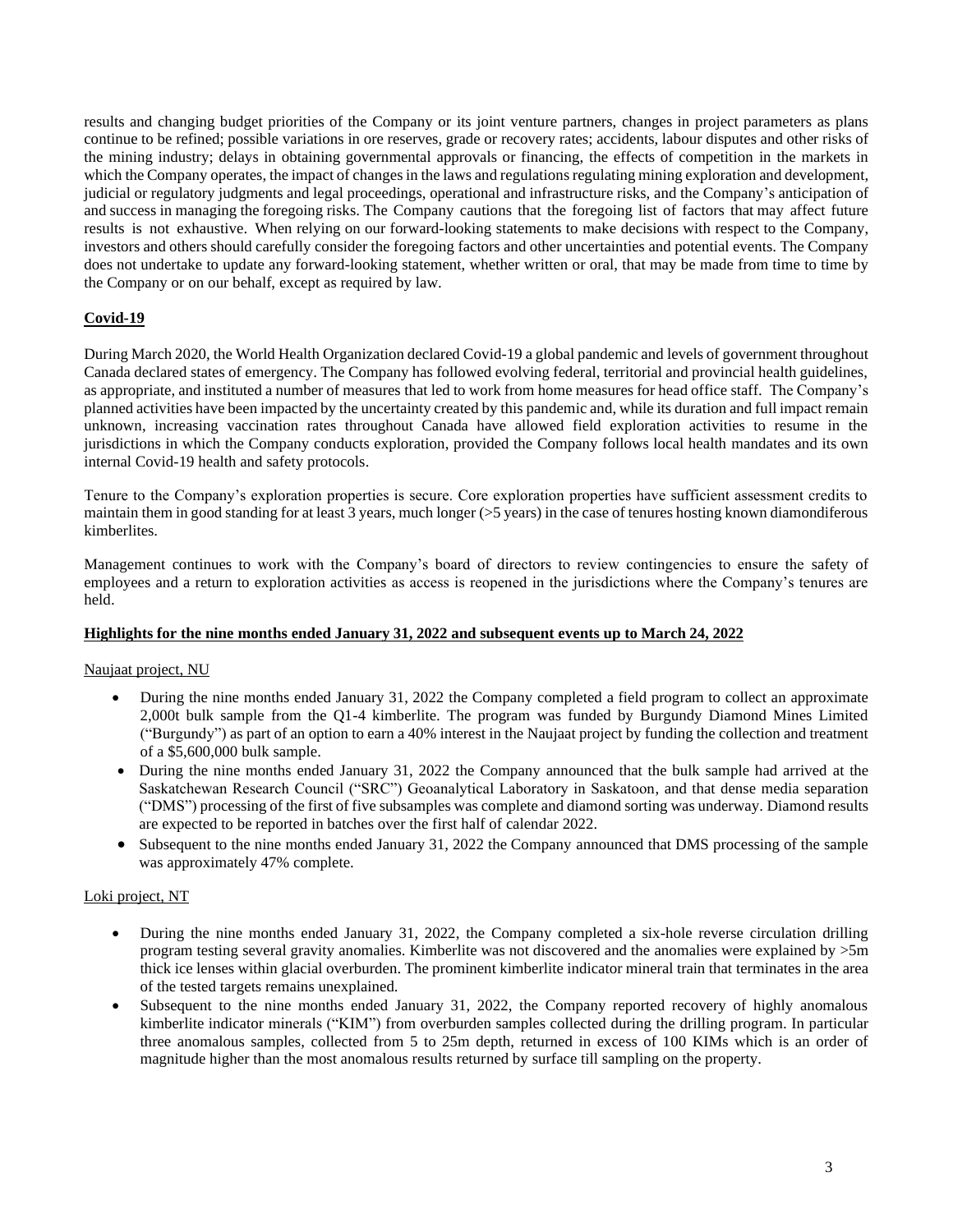results and changing budget priorities of the Company or its joint venture partners, changes in project parameters as plans continue to be refined; possible variations in ore reserves, grade or recovery rates; accidents, labour disputes and other risks of the mining industry; delays in obtaining governmental approvals or financing, the effects of competition in the markets in which the Company operates, the impact of changes in the laws and regulations regulating mining exploration and development, judicial or regulatory judgments and legal proceedings, operational and infrastructure risks, and the Company's anticipation of and success in managing the foregoing risks. The Company cautions that the foregoing list of factors that may affect future results is not exhaustive. When relying on our forward-looking statements to make decisions with respect to the Company, investors and others should carefully consider the foregoing factors and other uncertainties and potential events. The Company does not undertake to update any forward-looking statement, whether written or oral, that may be made from time to time by the Company or on our behalf, except as required by law.

## Covid-19

During March 2020, the World Health Organization declared Covid-19 a global pandemic and levels of government throughout Canada declared states of emergency. The Company has followed evolving federal, territorial and provincial health guidelines, as appropriate, and instituted a number of measures that led to work from home measures for head office staff. The Company's planned activities have been impacted by the uncertainty created by this pandemic and, while its duration and full impact remain unknown, increasing vaccination rates throughout Canada have allowed field exploration activities to resume in the jurisdictions in which the Company conducts exploration, provided the Company follows local health mandates and its own internal Covid-19 health and safety protocols.

Tenure to the Company's exploration properties is secure. Core exploration properties have sufficient assessment credits to maintain them in good standing for at least 3 years, much longer (>5 years) in the case of tenures hosting known diamondiferous kimberlites.

Management continues to work with the Company's board of directors to review contingencies to ensure the safety of employees and a return to exploration activities as access is reopened in the jurisdictions where the Company's tenures are held.

## Highlights for the nine months ended January 31, 2022 and subsequent events up to March 24, 2022

### Naujaat project, NU

- During the nine months ended January 31, 2022 the Company completed a field program to collect an approximate 2,000t bulk sample from the Q1-4 kimberlite. The program was funded by Burgundy Diamond Mines Limited ("Burgundy") as part of an option to earn a 40% interest in the Naujaat project by funding the collection and treatment of a $5,600,000 bulk sample.
- During the nine months ended January 31, 2022 the Company announced that the bulk sample had arrived at the Saskatchewan Research Council ("SRC") Geoanalytical Laboratory in Saskatoon, and that dense media separation ("DMS") processing of the first of five subsamples was complete and diamond sorting was underway. Diamond results are expected to be reported in batches over the first half of calendar 2022.
- Subsequent to the nine months ended January 31, 2022 the Company announced that DMS processing of the sample was approximately 47% complete.

### Loki project, NT

- During the nine months ended January 31, 2022, the Company completed a six-hole reverse circulation drilling program testing several gravity anomalies. Kimberlite was not discovered and the anomalies were explained by >5m thick ice lenses within glacial overburden. The prominent kimberlite indicator mineral train that terminates in the area of the tested targets remains unexplained.
- Subsequent to the nine months ended January 31, 2022, the Company reported recovery of highly anomalous kimberlite indicator minerals ("KIM") from overburden samples collected during the drilling program. In particular three anomalous samples, collected from 5 to 25m depth, returned in excess of 100 KIMs which is an order of magnitude higher than the most anomalous results returned by surface till sampling on the property.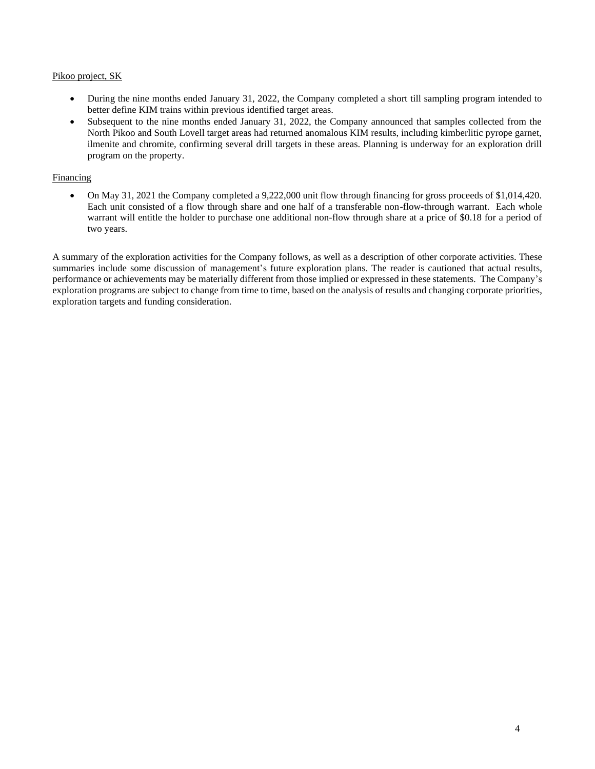<u>Pikoo project, SK</u>

- During the nine months ended January 31, 2022, the Company completed a short till sampling program intended to better define KIM trains within previous identified target areas.
- Subsequent to the nine months ended January 31, 2022, the Company announced that samples collected from the North Pikoo and South Lovell target areas had returned anomalous KIM results, including kimberlitic pyrope garnet, ilmenite and chromite, confirming several drill targets in these areas. Planning is underway for an exploration drill program on the property.

<u>Financing</u>

- On May 31, 2021 the Company completed a 9,222,000 unit flow through financing for gross proceeds of $1,014,420. Each unit consisted of a flow through share and one half of a transferable non-flow-through warrant. Each whole warrant will entitle the holder to purchase one additional non-flow through share at a price of $0.18 for a period of two years.

A summary of the exploration activities for the Company follows, as well as a description of other corporate activities. These summaries include some discussion of management's future exploration plans. The reader is cautioned that actual results, performance or achievements may be materially different from those implied or expressed in these statements. The Company's exploration programs are subject to change from time to time, based on the analysis of results and changing corporate priorities, exploration targets and funding consideration.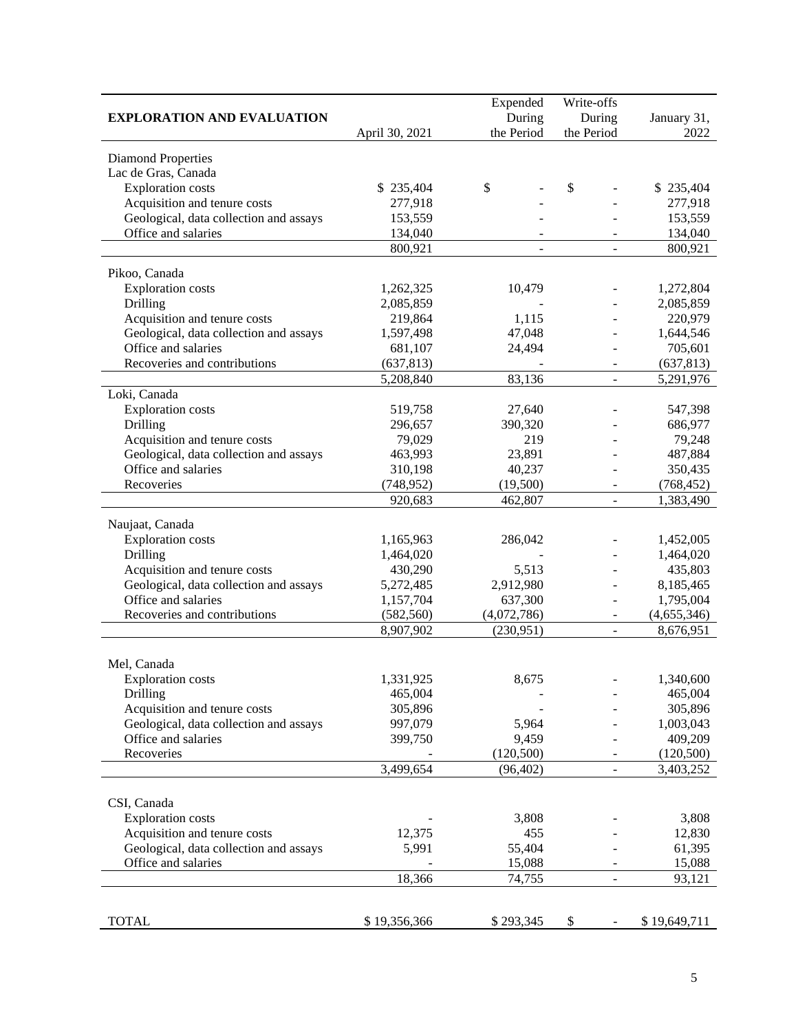| EXPLORATION AND EVALUATION | April 30, 2021 | Expended During the Period | Write-offs During the Period | January 31, 2022 |
|---|---|---|---|---|
| Diamond Properties | | | | |
| Lac de Gras, Canada | | | | |
| Exploration costs | $ 235,404 | $ - | $ - | $ 235,404 |
| Acquisition and tenure costs | 277,918 | - | - | 277,918 |
| Geological, data collection and assays | 153,559 | - | - | 153,559 |
| Office and salaries | 134,040 | - | - | 134,040 |
| | 800,921 | - | - | 800,921 |
| Pikoo, Canada | | | | |
| Exploration costs | 1,262,325 | 10,479 | - | 1,272,804 |
| Drilling | 2,085,859 | - | - | 2,085,859 |
| Acquisition and tenure costs | 219,864 | 1,115 | - | 220,979 |
| Geological, data collection and assays | 1,597,498 | 47,048 | - | 1,644,546 |
| Office and salaries | 681,107 | 24,494 | - | 705,601 |
| Recoveries and contributions | (637,813) | - | - | (637,813) |
| | 5,208,840 | 83,136 | - | 5,291,976 |
| Loki, Canada | | | | |
| Exploration costs | 519,758 | 27,640 | - | 547,398 |
| Drilling | 296,657 | 390,320 | - | 686,977 |
| Acquisition and tenure costs | 79,029 | 219 | - | 79,248 |
| Geological, data collection and assays | 463,993 | 23,891 | - | 487,884 |
| Office and salaries | 310,198 | 40,237 | - | 350,435 |
| Recoveries | (748,952) | (19,500) | - | (768,452) |
| | 920,683 | 462,807 | - | 1,383,490 |
| Naujaat, Canada | | | | |
| Exploration costs | 1,165,963 | 286,042 | - | 1,452,005 |
| Drilling | 1,464,020 | - | - | 1,464,020 |
| Acquisition and tenure costs | 430,290 | 5,513 | - | 435,803 |
| Geological, data collection and assays | 5,272,485 | 2,912,980 | - | 8,185,465 |
| Office and salaries | 1,157,704 | 637,300 | - | 1,795,004 |
| Recoveries and contributions | (582,560) | (4,072,786) | - | (4,655,346) |
| | 8,907,902 | (230,951) | - | 8,676,951 |
| Mel, Canada | | | | |
| Exploration costs | 1,331,925 | 8,675 | - | 1,340,600 |
| Drilling | 465,004 | - | - | 465,004 |
| Acquisition and tenure costs | 305,896 | - | - | 305,896 |
| Geological, data collection and assays | 997,079 | 5,964 | - | 1,003,043 |
| Office and salaries | 399,750 | 9,459 | - | 409,209 |
| Recoveries | - | (120,500) | - | (120,500) |
| | 3,499,654 | (96,402) | - | 3,403,252 |
| CSI, Canada | | | | |
| Exploration costs | - | 3,808 | - | 3,808 |
| Acquisition and tenure costs | 12,375 | 455 | - | 12,830 |
| Geological, data collection and assays | 5,991 | 55,404 | - | 61,395 |
| Office and salaries | - | 15,088 | - | 15,088 |
| | 18,366 | 74,755 | - | 93,121 |
| TOTAL | $ 19,356,366 | $ 293,345 | $ - | $ 19,649,711 |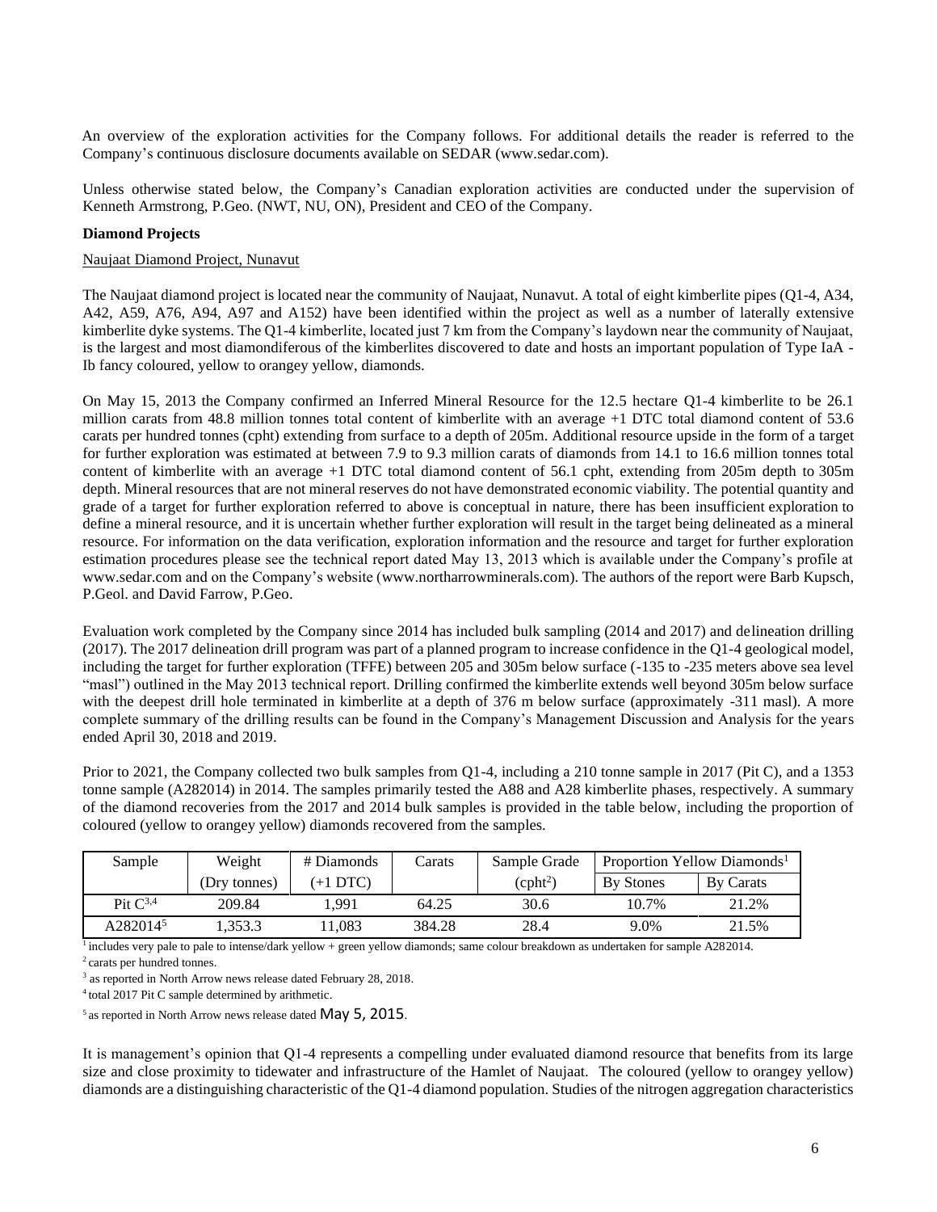An overview of the exploration activities for the Company follows. For additional details the reader is referred to the Company's continuous disclosure documents available on SEDAR (www.sedar.com).

Unless otherwise stated below, the Company's Canadian exploration activities are conducted under the supervision of Kenneth Armstrong, P.Geo. (NWT, NU, ON), President and CEO of the Company.

**Diamond Projects**

Naujaat Diamond Project, Nunavut

The Naujaat diamond project is located near the community of Naujaat, Nunavut. A total of eight kimberlite pipes (Q1-4, A34, A42, A59, A76, A94, A97 and A152) have been identified within the project as well as a number of laterally extensive kimberlite dyke systems. The Q1-4 kimberlite, located just 7 km from the Company's laydown near the community of Naujaat, is the largest and most diamondiferous of the kimberlites discovered to date and hosts an important population of Type IaA - Ib fancy coloured, yellow to orangey yellow, diamonds.

On May 15, 2013 the Company confirmed an Inferred Mineral Resource for the 12.5 hectare Q1-4 kimberlite to be 26.1 million carats from 48.8 million tonnes total content of kimberlite with an average +1 DTC total diamond content of 53.6 carats per hundred tonnes (cpht) extending from surface to a depth of 205m. Additional resource upside in the form of a target for further exploration was estimated at between 7.9 to 9.3 million carats of diamonds from 14.1 to 16.6 million tonnes total content of kimberlite with an average +1 DTC total diamond content of 56.1 cpht, extending from 205m depth to 305m depth. Mineral resources that are not mineral reserves do not have demonstrated economic viability. The potential quantity and grade of a target for further exploration referred to above is conceptual in nature, there has been insufficient exploration to define a mineral resource, and it is uncertain whether further exploration will result in the target being delineated as a mineral resource. For information on the data verification, exploration information and the resource and target for further exploration estimation procedures please see the technical report dated May 13, 2013 which is available under the Company's profile at www.sedar.com and on the Company's website (www.northarrowminerals.com). The authors of the report were Barb Kupsch, P.Geol. and David Farrow, P.Geo.

Evaluation work completed by the Company since 2014 has included bulk sampling (2014 and 2017) and delineation drilling (2017). The 2017 delineation drill program was part of a planned program to increase confidence in the Q1-4 geological model, including the target for further exploration (TFFE) between 205 and 305m below surface (-135 to -235 meters above sea level "masl") outlined in the May 2013 technical report. Drilling confirmed the kimberlite extends well beyond 305m below surface with the deepest drill hole terminated in kimberlite at a depth of 376 m below surface (approximately -311 masl). A more complete summary of the drilling results can be found in the Company's Management Discussion and Analysis for the years ended April 30, 2018 and 2019.

Prior to 2021, the Company collected two bulk samples from Q1-4, including a 210 tonne sample in 2017 (Pit C), and a 1353 tonne sample (A282014) in 2014. The samples primarily tested the A88 and A28 kimberlite phases, respectively. A summary of the diamond recoveries from the 2017 and 2014 bulk samples is provided in the table below, including the proportion of coloured (yellow to orangey yellow) diamonds recovered from the samples.

| Sample | Weight | # Diamonds | Carats | Sample Grade | Proportion Yellow Diamonds[1] | |
|---|---|---|---|---|---|---|
| | (Dry tonnes) | (+1 DTC) | | (cpht[2]) | By Stones | By Carats |
| Pit C[3,4] | 209.84 | 1,991 | 64.25 | 30.6 | 10.7% | 21.2% |
| A282014[5] | 1,353.3 | 11,083 | 384.28 | 28.4 | 9.0% | 21.5% |

[1] includes very pale to pale to intense/dark yellow + green yellow diamonds; same colour breakdown as undertaken for sample A282014.

[2] carats per hundred tonnes.

[3] as reported in North Arrow news release dated February 28, 2018.

[4] total 2017 Pit C sample determined by arithmetic.

[5] as reported in North Arrow news release dated May 5, 2015.

It is management's opinion that Q1-4 represents a compelling under evaluated diamond resource that benefits from its large size and close proximity to tidewater and infrastructure of the Hamlet of Naujaat. The coloured (yellow to orangey yellow) diamonds are a distinguishing characteristic of the Q1-4 diamond population. Studies of the nitrogen aggregation characteristics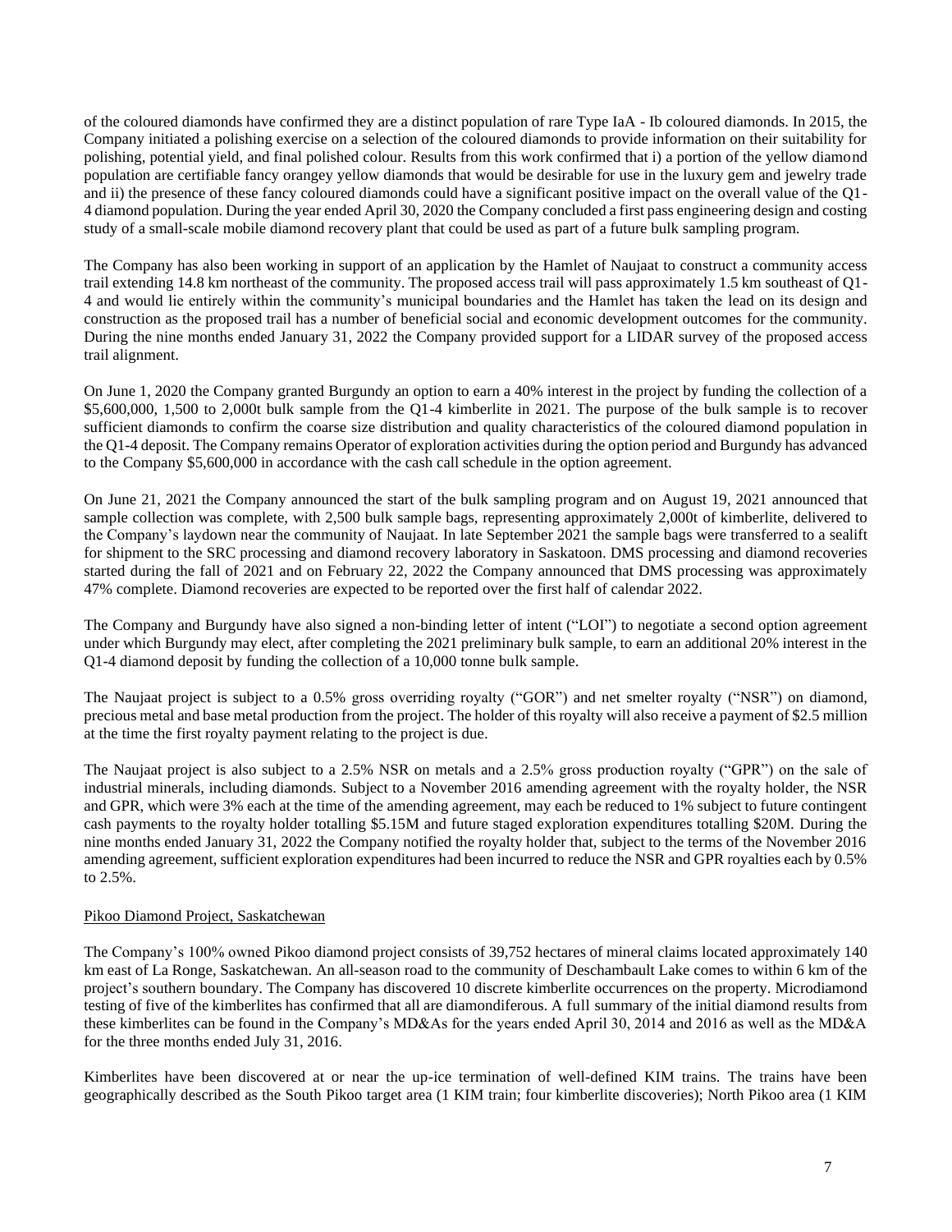of the coloured diamonds have confirmed they are a distinct population of rare Type IaA - Ib coloured diamonds. In 2015, the Company initiated a polishing exercise on a selection of the coloured diamonds to provide information on their suitability for polishing, potential yield, and final polished colour. Results from this work confirmed that i) a portion of the yellow diamond population are certifiable fancy orangey yellow diamonds that would be desirable for use in the luxury gem and jewelry trade and ii) the presence of these fancy coloured diamonds could have a significant positive impact on the overall value of the Q1-4 diamond population. During the year ended April 30, 2020 the Company concluded a first pass engineering design and costing study of a small-scale mobile diamond recovery plant that could be used as part of a future bulk sampling program.

The Company has also been working in support of an application by the Hamlet of Naujaat to construct a community access trail extending 14.8 km northeast of the community. The proposed access trail will pass approximately 1.5 km southeast of Q1-4 and would lie entirely within the community's municipal boundaries and the Hamlet has taken the lead on its design and construction as the proposed trail has a number of beneficial social and economic development outcomes for the community. During the nine months ended January 31, 2022 the Company provided support for a LIDAR survey of the proposed access trail alignment.

On June 1, 2020 the Company granted Burgundy an option to earn a 40% interest in the project by funding the collection of a $5,600,000, 1,500 to 2,000t bulk sample from the Q1-4 kimberlite in 2021. The purpose of the bulk sample is to recover sufficient diamonds to confirm the coarse size distribution and quality characteristics of the coloured diamond population in the Q1-4 deposit. The Company remains Operator of exploration activities during the option period and Burgundy has advanced to the Company $5,600,000 in accordance with the cash call schedule in the option agreement.

On June 21, 2021 the Company announced the start of the bulk sampling program and on August 19, 2021 announced that sample collection was complete, with 2,500 bulk sample bags, representing approximately 2,000t of kimberlite, delivered to the Company's laydown near the community of Naujaat. In late September 2021 the sample bags were transferred to a sealift for shipment to the SRC processing and diamond recovery laboratory in Saskatoon. DMS processing and diamond recoveries started during the fall of 2021 and on February 22, 2022 the Company announced that DMS processing was approximately 47% complete. Diamond recoveries are expected to be reported over the first half of calendar 2022.

The Company and Burgundy have also signed a non-binding letter of intent ("LOI") to negotiate a second option agreement under which Burgundy may elect, after completing the 2021 preliminary bulk sample, to earn an additional 20% interest in the Q1-4 diamond deposit by funding the collection of a 10,000 tonne bulk sample.

The Naujaat project is subject to a 0.5% gross overriding royalty ("GOR") and net smelter royalty ("NSR") on diamond, precious metal and base metal production from the project. The holder of this royalty will also receive a payment of $2.5 million at the time the first royalty payment relating to the project is due.

The Naujaat project is also subject to a 2.5% NSR on metals and a 2.5% gross production royalty ("GPR") on the sale of industrial minerals, including diamonds. Subject to a November 2016 amending agreement with the royalty holder, the NSR and GPR, which were 3% each at the time of the amending agreement, may each be reduced to 1% subject to future contingent cash payments to the royalty holder totalling $5.15M and future staged exploration expenditures totalling $20M. During the nine months ended January 31, 2022 the Company notified the royalty holder that, subject to the terms of the November 2016 amending agreement, sufficient exploration expenditures had been incurred to reduce the NSR and GPR royalties each by 0.5% to 2.5%.

Pikoo Diamond Project, Saskatchewan

The Company's 100% owned Pikoo diamond project consists of 39,752 hectares of mineral claims located approximately 140 km east of La Ronge, Saskatchewan. An all-season road to the community of Deschambault Lake comes to within 6 km of the project's southern boundary. The Company has discovered 10 discrete kimberlite occurrences on the property. Microdiamond testing of five of the kimberlites has confirmed that all are diamondiferous. A full summary of the initial diamond results from these kimberlites can be found in the Company's MD&As for the years ended April 30, 2014 and 2016 as well as the MD&A for the three months ended July 31, 2016.

Kimberlites have been discovered at or near the up-ice termination of well-defined KIM trains. The trains have been geographically described as the South Pikoo target area (1 KIM train; four kimberlite discoveries); North Pikoo area (1 KIM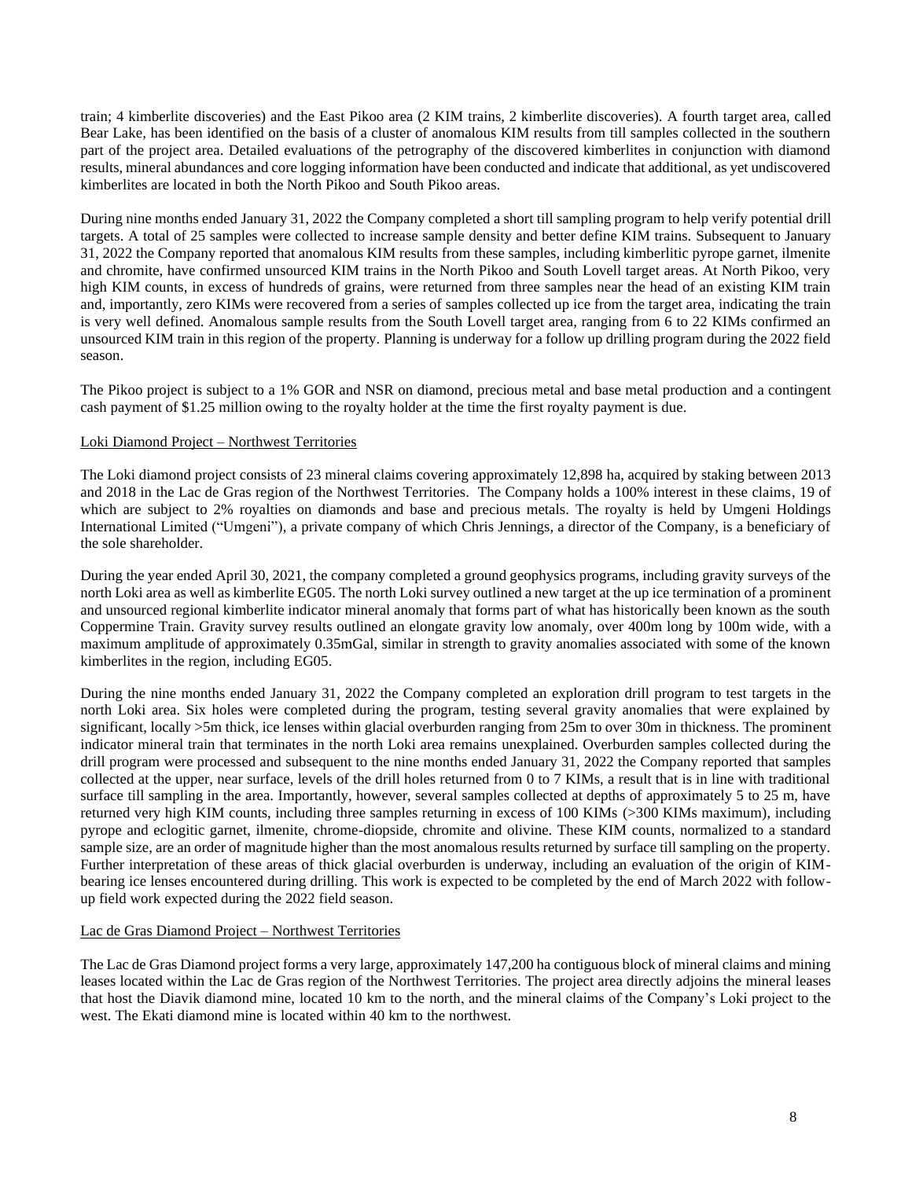train; 4 kimberlite discoveries) and the East Pikoo area (2 KIM trains, 2 kimberlite discoveries). A fourth target area, called Bear Lake, has been identified on the basis of a cluster of anomalous KIM results from till samples collected in the southern part of the project area. Detailed evaluations of the petrography of the discovered kimberlites in conjunction with diamond results, mineral abundances and core logging information have been conducted and indicate that additional, as yet undiscovered kimberlites are located in both the North Pikoo and South Pikoo areas.

During nine months ended January 31, 2022 the Company completed a short till sampling program to help verify potential drill targets. A total of 25 samples were collected to increase sample density and better define KIM trains. Subsequent to January 31, 2022 the Company reported that anomalous KIM results from these samples, including kimberlitic pyrope garnet, ilmenite and chromite, have confirmed unsourced KIM trains in the North Pikoo and South Lovell target areas. At North Pikoo, very high KIM counts, in excess of hundreds of grains, were returned from three samples near the head of an existing KIM train and, importantly, zero KIMs were recovered from a series of samples collected up ice from the target area, indicating the train is very well defined. Anomalous sample results from the South Lovell target area, ranging from 6 to 22 KIMs confirmed an unsourced KIM train in this region of the property. Planning is underway for a follow up drilling program during the 2022 field season.

The Pikoo project is subject to a 1% GOR and NSR on diamond, precious metal and base metal production and a contingent cash payment of $1.25 million owing to the royalty holder at the time the first royalty payment is due.

Loki Diamond Project – Northwest Territories

The Loki diamond project consists of 23 mineral claims covering approximately 12,898 ha, acquired by staking between 2013 and 2018 in the Lac de Gras region of the Northwest Territories. The Company holds a 100% interest in these claims, 19 of which are subject to 2% royalties on diamonds and base and precious metals. The royalty is held by Umgeni Holdings International Limited ("Umgeni"), a private company of which Chris Jennings, a director of the Company, is a beneficiary of the sole shareholder.

During the year ended April 30, 2021, the company completed a ground geophysics programs, including gravity surveys of the north Loki area as well as kimberlite EG05. The north Loki survey outlined a new target at the up ice termination of a prominent and unsourced regional kimberlite indicator mineral anomaly that forms part of what has historically been known as the south Coppermine Train. Gravity survey results outlined an elongate gravity low anomaly, over 400m long by 100m wide, with a maximum amplitude of approximately 0.35mGal, similar in strength to gravity anomalies associated with some of the known kimberlites in the region, including EG05.

During the nine months ended January 31, 2022 the Company completed an exploration drill program to test targets in the north Loki area. Six holes were completed during the program, testing several gravity anomalies that were explained by significant, locally >5m thick, ice lenses within glacial overburden ranging from 25m to over 30m in thickness. The prominent indicator mineral train that terminates in the north Loki area remains unexplained. Overburden samples collected during the drill program were processed and subsequent to the nine months ended January 31, 2022 the Company reported that samples collected at the upper, near surface, levels of the drill holes returned from 0 to 7 KIMs, a result that is in line with traditional surface till sampling in the area. Importantly, however, several samples collected at depths of approximately 5 to 25 m, have returned very high KIM counts, including three samples returning in excess of 100 KIMs (>300 KIMs maximum), including pyrope and eclogitic garnet, ilmenite, chrome-diopside, chromite and olivine. These KIM counts, normalized to a standard sample size, are an order of magnitude higher than the most anomalous results returned by surface till sampling on the property. Further interpretation of these areas of thick glacial overburden is underway, including an evaluation of the origin of KIM-bearing ice lenses encountered during drilling. This work is expected to be completed by the end of March 2022 with follow-up field work expected during the 2022 field season.

Lac de Gras Diamond Project – Northwest Territories

The Lac de Gras Diamond project forms a very large, approximately 147,200 ha contiguous block of mineral claims and mining leases located within the Lac de Gras region of the Northwest Territories. The project area directly adjoins the mineral leases that host the Diavik diamond mine, located 10 km to the north, and the mineral claims of the Company's Loki project to the west. The Ekati diamond mine is located within 40 km to the northwest.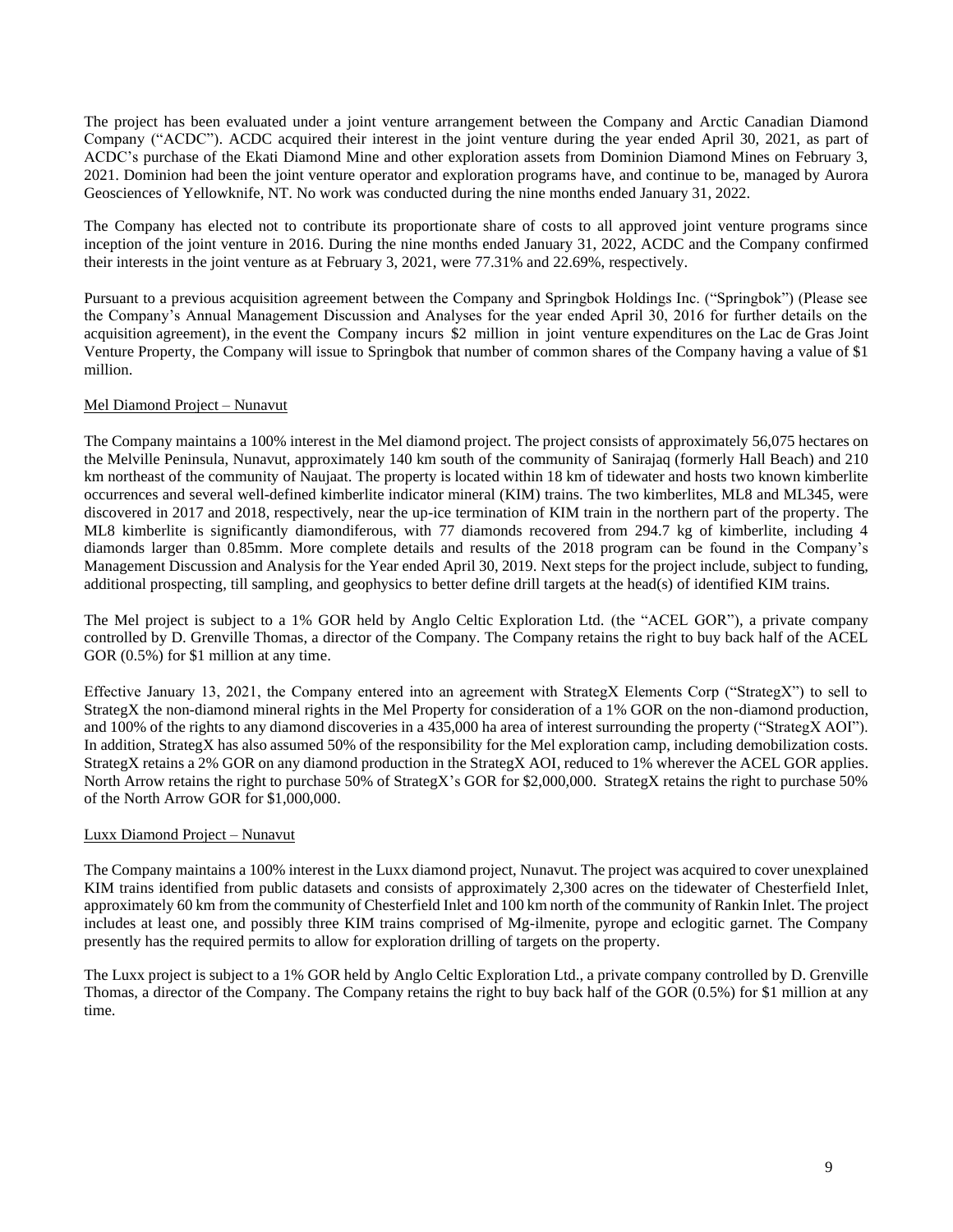The project has been evaluated under a joint venture arrangement between the Company and Arctic Canadian Diamond Company ("ACDC"). ACDC acquired their interest in the joint venture during the year ended April 30, 2021, as part of ACDC's purchase of the Ekati Diamond Mine and other exploration assets from Dominion Diamond Mines on February 3, 2021. Dominion had been the joint venture operator and exploration programs have, and continue to be, managed by Aurora Geosciences of Yellowknife, NT. No work was conducted during the nine months ended January 31, 2022.

The Company has elected not to contribute its proportionate share of costs to all approved joint venture programs since inception of the joint venture in 2016. During the nine months ended January 31, 2022, ACDC and the Company confirmed their interests in the joint venture as at February 3, 2021, were 77.31% and 22.69%, respectively.

Pursuant to a previous acquisition agreement between the Company and Springbok Holdings Inc. ("Springbok") (Please see the Company's Annual Management Discussion and Analyses for the year ended April 30, 2016 for further details on the acquisition agreement), in the event the Company incurs $2 million in joint venture expenditures on the Lac de Gras Joint Venture Property, the Company will issue to Springbok that number of common shares of the Company having a value of $1 million.

## Mel Diamond Project – Nunavut

The Company maintains a 100% interest in the Mel diamond project. The project consists of approximately 56,075 hectares on the Melville Peninsula, Nunavut, approximately 140 km south of the community of Sanirajaq (formerly Hall Beach) and 210 km northeast of the community of Naujaat. The property is located within 18 km of tidewater and hosts two known kimberlite occurrences and several well-defined kimberlite indicator mineral (KIM) trains. The two kimberlites, ML8 and ML345, were discovered in 2017 and 2018, respectively, near the up-ice termination of KIM train in the northern part of the property. The ML8 kimberlite is significantly diamondiferous, with 77 diamonds recovered from 294.7 kg of kimberlite, including 4 diamonds larger than 0.85mm. More complete details and results of the 2018 program can be found in the Company's Management Discussion and Analysis for the Year ended April 30, 2019. Next steps for the project include, subject to funding, additional prospecting, till sampling, and geophysics to better define drill targets at the head(s) of identified KIM trains.

The Mel project is subject to a 1% GOR held by Anglo Celtic Exploration Ltd. (the "ACEL GOR"), a private company controlled by D. Grenville Thomas, a director of the Company. The Company retains the right to buy back half of the ACEL GOR (0.5%) for $1 million at any time.

Effective January 13, 2021, the Company entered into an agreement with StrategX Elements Corp ("StrategX") to sell to StrategX the non-diamond mineral rights in the Mel Property for consideration of a 1% GOR on the non-diamond production, and 100% of the rights to any diamond discoveries in a 435,000 ha area of interest surrounding the property ("StrategX AOI"). In addition, StrategX has also assumed 50% of the responsibility for the Mel exploration camp, including demobilization costs. StrategX retains a 2% GOR on any diamond production in the StrategX AOI, reduced to 1% wherever the ACEL GOR applies. North Arrow retains the right to purchase 50% of StrategX's GOR for $2,000,000. StrategX retains the right to purchase 50% of the North Arrow GOR for $1,000,000.

## Luxx Diamond Project – Nunavut

The Company maintains a 100% interest in the Luxx diamond project, Nunavut. The project was acquired to cover unexplained KIM trains identified from public datasets and consists of approximately 2,300 acres on the tidewater of Chesterfield Inlet, approximately 60 km from the community of Chesterfield Inlet and 100 km north of the community of Rankin Inlet. The project includes at least one, and possibly three KIM trains comprised of Mg-ilmenite, pyrope and eclogitic garnet. The Company presently has the required permits to allow for exploration drilling of targets on the property.

The Luxx project is subject to a 1% GOR held by Anglo Celtic Exploration Ltd., a private company controlled by D. Grenville Thomas, a director of the Company. The Company retains the right to buy back half of the GOR (0.5%) for $1 million at any time.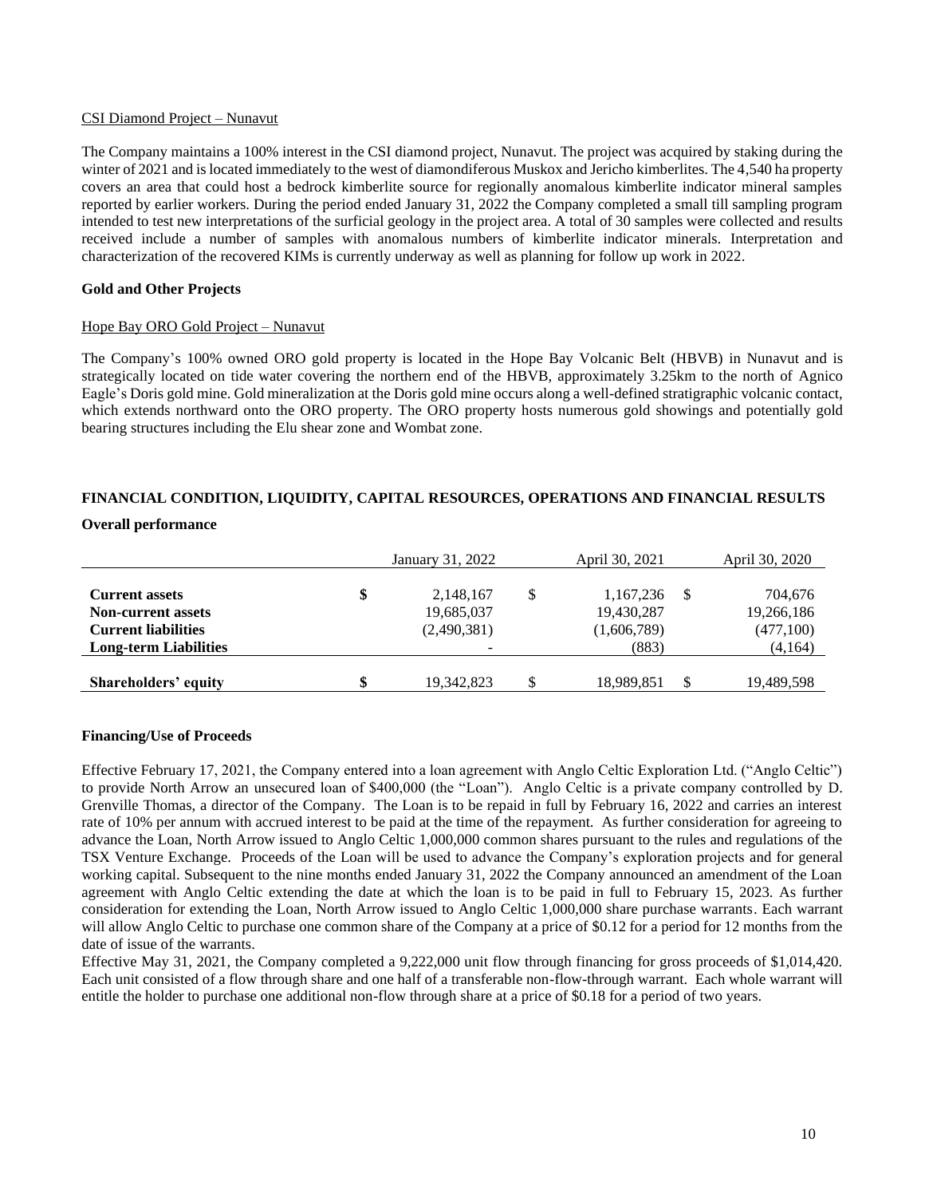CSI Diamond Project – Nunavut

The Company maintains a 100% interest in the CSI diamond project, Nunavut. The project was acquired by staking during the winter of 2021 and is located immediately to the west of diamondiferous Muskox and Jericho kimberlites. The 4,540 ha property covers an area that could host a bedrock kimberlite source for regionally anomalous kimberlite indicator mineral samples reported by earlier workers. During the period ended January 31, 2022 the Company completed a small till sampling program intended to test new interpretations of the surficial geology in the project area. A total of 30 samples were collected and results received include a number of samples with anomalous numbers of kimberlite indicator minerals. Interpretation and characterization of the recovered KIMs is currently underway as well as planning for follow up work in 2022.

**Gold and Other Projects**

Hope Bay ORO Gold Project – Nunavut

The Company's 100% owned ORO gold property is located in the Hope Bay Volcanic Belt (HBVB) in Nunavut and is strategically located on tide water covering the northern end of the HBVB, approximately 3.25km to the north of Agnico Eagle's Doris gold mine. Gold mineralization at the Doris gold mine occurs along a well-defined stratigraphic volcanic contact, which extends northward onto the ORO property. The ORO property hosts numerous gold showings and potentially gold bearing structures including the Elu shear zone and Wombat zone.

## FINANCIAL CONDITION, LIQUIDITY, CAPITAL RESOURCES, OPERATIONS AND FINANCIAL RESULTS

**Overall performance**

| | January 31, 2022 | April 30, 2021 | April 30, 2020 |
|---|---|---|---|
| **Current assets** | $ 2,148,167 | $ 1,167,236 | $ 704,676 |
| **Non-current assets** | 19,685,037 | 19,430,287 | 19,266,186 |
| **Current liabilities** | (2,490,381) | (1,606,789) | (477,100) |
| **Long-term Liabilities** | - | (883) | (4,164) |
| **Shareholders' equity** | $ 19,342,823 | $ 18,989,851 | $ 19,489,598 |

**Financing/Use of Proceeds**

Effective February 17, 2021, the Company entered into a loan agreement with Anglo Celtic Exploration Ltd. ("Anglo Celtic") to provide North Arrow an unsecured loan of $400,000 (the "Loan"). Anglo Celtic is a private company controlled by D. Grenville Thomas, a director of the Company. The Loan is to be repaid in full by February 16, 2022 and carries an interest rate of 10% per annum with accrued interest to be paid at the time of the repayment. As further consideration for agreeing to advance the Loan, North Arrow issued to Anglo Celtic 1,000,000 common shares pursuant to the rules and regulations of the TSX Venture Exchange. Proceeds of the Loan will be used to advance the Company's exploration projects and for general working capital. Subsequent to the nine months ended January 31, 2022 the Company announced an amendment of the Loan agreement with Anglo Celtic extending the date at which the loan is to be paid in full to February 15, 2023. As further consideration for extending the Loan, North Arrow issued to Anglo Celtic 1,000,000 share purchase warrants. Each warrant will allow Anglo Celtic to purchase one common share of the Company at a price of $0.12 for a period for 12 months from the date of issue of the warrants.

Effective May 31, 2021, the Company completed a 9,222,000 unit flow through financing for gross proceeds of $1,014,420. Each unit consisted of a flow through share and one half of a transferable non-flow-through warrant. Each whole warrant will entitle the holder to purchase one additional non-flow through share at a price of $0.18 for a period of two years.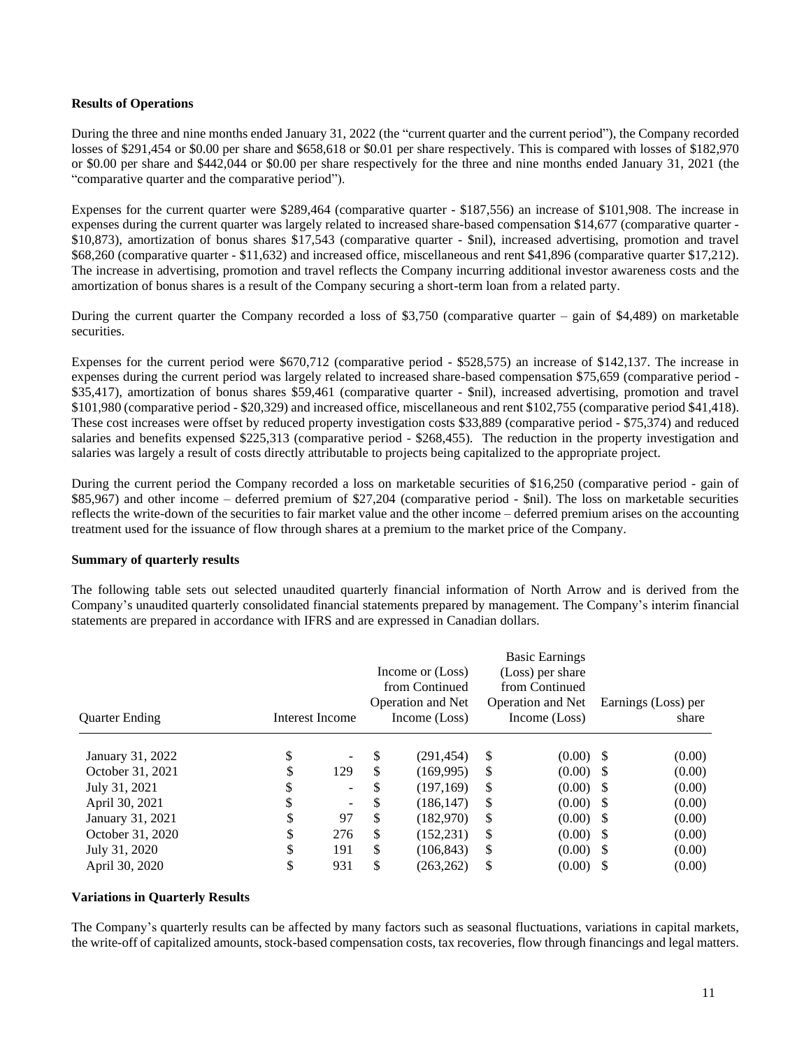**Results of Operations**

During the three and nine months ended January 31, 2022 (the "current quarter and the current period"), the Company recorded losses of $291,454 or $0.00 per share and $658,618 or $0.01 per share respectively. This is compared with losses of $182,970 or $0.00 per share and $442,044 or $0.00 per share respectively for the three and nine months ended January 31, 2021 (the "comparative quarter and the comparative period").

Expenses for the current quarter were $289,464 (comparative quarter - $187,556) an increase of $101,908. The increase in expenses during the current quarter was largely related to increased share-based compensation $14,677 (comparative quarter - $10,873), amortization of bonus shares $17,543 (comparative quarter - $nil), increased advertising, promotion and travel $68,260 (comparative quarter - $11,632) and increased office, miscellaneous and rent $41,896 (comparative quarter $17,212). The increase in advertising, promotion and travel reflects the Company incurring additional investor awareness costs and the amortization of bonus shares is a result of the Company securing a short-term loan from a related party.

During the current quarter the Company recorded a loss of $3,750 (comparative quarter – gain of $4,489) on marketable securities.

Expenses for the current period were $670,712 (comparative period - $528,575) an increase of $142,137. The increase in expenses during the current period was largely related to increased share-based compensation $75,659 (comparative period - $35,417), amortization of bonus shares $59,461 (comparative quarter - $nil), increased advertising, promotion and travel $101,980 (comparative period - $20,329) and increased office, miscellaneous and rent $102,755 (comparative period $41,418). These cost increases were offset by reduced property investigation costs $33,889 (comparative period - $75,374) and reduced salaries and benefits expensed $225,313 (comparative period - $268,455). The reduction in the property investigation and salaries was largely a result of costs directly attributable to projects being capitalized to the appropriate project.

During the current period the Company recorded a loss on marketable securities of $16,250 (comparative period - gain of $85,967) and other income – deferred premium of $27,204 (comparative period - $nil). The loss on marketable securities reflects the write-down of the securities to fair market value and the other income – deferred premium arises on the accounting treatment used for the issuance of flow through shares at a premium to the market price of the Company.

**Summary of quarterly results**

The following table sets out selected unaudited quarterly financial information of North Arrow and is derived from the Company's unaudited quarterly consolidated financial statements prepared by management. The Company's interim financial statements are prepared in accordance with IFRS and are expressed in Canadian dollars.

| Quarter Ending | Interest Income | Income or (Loss) from Continued Operation and Net Income (Loss) | Basic Earnings (Loss) per share from Continued Operation and Net Income (Loss) | Earnings (Loss) per share |
|---|---|---|---|---|
| January 31, 2022 | $ - | $ (291,454) | $ (0.00) | $ (0.00) |
| October 31, 2021 | $ 129 | $ (169,995) | $ (0.00) | $ (0.00) |
| July 31, 2021 | $ - | $ (197,169) | $ (0.00) | $ (0.00) |
| April 30, 2021 | $ - | $ (186,147) | $ (0.00) | $ (0.00) |
| January 31, 2021 | $ 97 | $ (182,970) | $ (0.00) | $ (0.00) |
| October 31, 2020 | $ 276 | $ (152,231) | $ (0.00) | $ (0.00) |
| July 31, 2020 | $ 191 | $ (106,843) | $ (0.00) | $ (0.00) |
| April 30, 2020 | $ 931 | $ (263,262) | $ (0.00) | $ (0.00) |

**Variations in Quarterly Results**

The Company's quarterly results can be affected by many factors such as seasonal fluctuations, variations in capital markets, the write-off of capitalized amounts, stock-based compensation costs, tax recoveries, flow through financings and legal matters.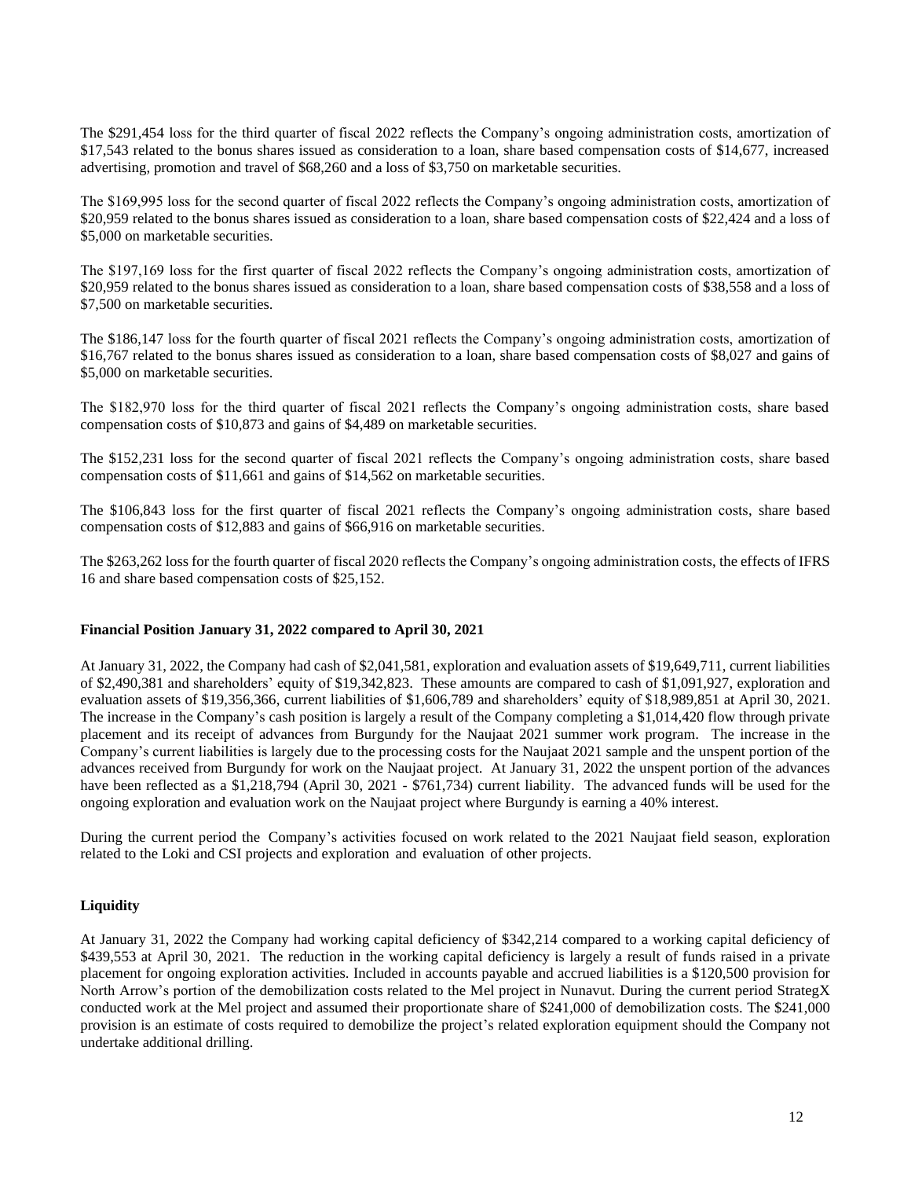The $291,454 loss for the third quarter of fiscal 2022 reflects the Company's ongoing administration costs, amortization of $17,543 related to the bonus shares issued as consideration to a loan, share based compensation costs of $14,677, increased advertising, promotion and travel of $68,260 and a loss of $3,750 on marketable securities.

The $169,995 loss for the second quarter of fiscal 2022 reflects the Company's ongoing administration costs, amortization of $20,959 related to the bonus shares issued as consideration to a loan, share based compensation costs of $22,424 and a loss of $5,000 on marketable securities.

The $197,169 loss for the first quarter of fiscal 2022 reflects the Company's ongoing administration costs, amortization of $20,959 related to the bonus shares issued as consideration to a loan, share based compensation costs of $38,558 and a loss of $7,500 on marketable securities.

The $186,147 loss for the fourth quarter of fiscal 2021 reflects the Company's ongoing administration costs, amortization of $16,767 related to the bonus shares issued as consideration to a loan, share based compensation costs of $8,027 and gains of $5,000 on marketable securities.

The $182,970 loss for the third quarter of fiscal 2021 reflects the Company's ongoing administration costs, share based compensation costs of $10,873 and gains of $4,489 on marketable securities.

The $152,231 loss for the second quarter of fiscal 2021 reflects the Company's ongoing administration costs, share based compensation costs of $11,661 and gains of $14,562 on marketable securities.

The $106,843 loss for the first quarter of fiscal 2021 reflects the Company's ongoing administration costs, share based compensation costs of $12,883 and gains of $66,916 on marketable securities.

The $263,262 loss for the fourth quarter of fiscal 2020 reflects the Company's ongoing administration costs, the effects of IFRS 16 and share based compensation costs of $25,152.

**Financial Position January 31, 2022 compared to April 30, 2021**

At January 31, 2022, the Company had cash of $2,041,581, exploration and evaluation assets of $19,649,711, current liabilities of $2,490,381 and shareholders' equity of $19,342,823. These amounts are compared to cash of $1,091,927, exploration and evaluation assets of $19,356,366, current liabilities of $1,606,789 and shareholders' equity of $18,989,851 at April 30, 2021. The increase in the Company's cash position is largely a result of the Company completing a $1,014,420 flow through private placement and its receipt of advances from Burgundy for the Naujaat 2021 summer work program. The increase in the Company's current liabilities is largely due to the processing costs for the Naujaat 2021 sample and the unspent portion of the advances received from Burgundy for work on the Naujaat project. At January 31, 2022 the unspent portion of the advances have been reflected as a $1,218,794 (April 30, 2021 - $761,734) current liability. The advanced funds will be used for the ongoing exploration and evaluation work on the Naujaat project where Burgundy is earning a 40% interest.

During the current period the Company's activities focused on work related to the 2021 Naujaat field season, exploration related to the Loki and CSI projects and exploration and evaluation of other projects.

**Liquidity**

At January 31, 2022 the Company had working capital deficiency of $342,214 compared to a working capital deficiency of $439,553 at April 30, 2021. The reduction in the working capital deficiency is largely a result of funds raised in a private placement for ongoing exploration activities. Included in accounts payable and accrued liabilities is a $120,500 provision for North Arrow's portion of the demobilization costs related to the Mel project in Nunavut. During the current period StrategX conducted work at the Mel project and assumed their proportionate share of $241,000 of demobilization costs. The $241,000 provision is an estimate of costs required to demobilize the project's related exploration equipment should the Company not undertake additional drilling.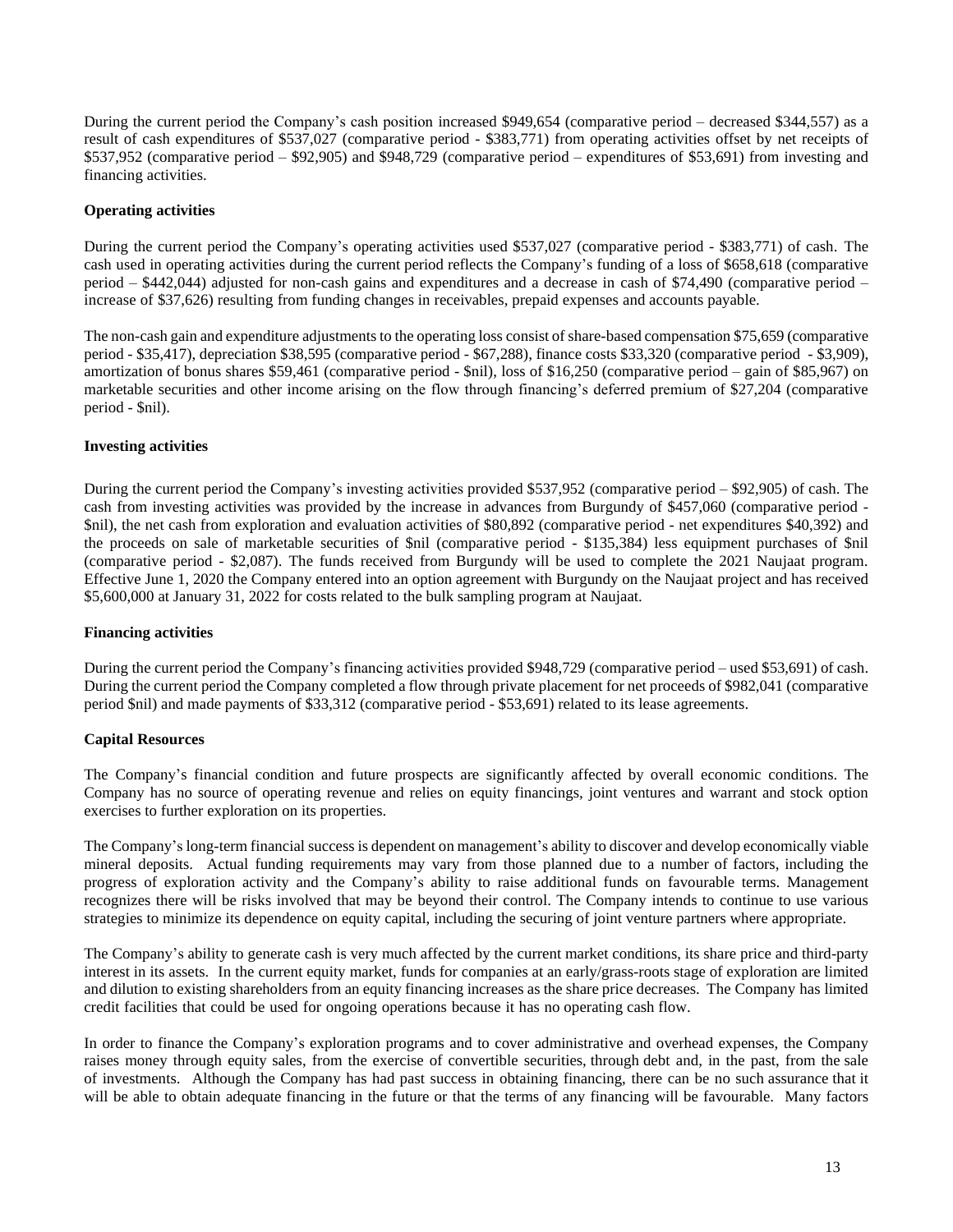During the current period the Company's cash position increased $949,654 (comparative period – decreased $344,557) as a result of cash expenditures of $537,027 (comparative period - $383,771) from operating activities offset by net receipts of $537,952 (comparative period – $92,905) and $948,729 (comparative period – expenditures of $53,691) from investing and financing activities.

**Operating activities**

During the current period the Company's operating activities used $537,027 (comparative period - $383,771) of cash. The cash used in operating activities during the current period reflects the Company's funding of a loss of $658,618 (comparative period – $442,044) adjusted for non-cash gains and expenditures and a decrease in cash of $74,490 (comparative period – increase of $37,626) resulting from funding changes in receivables, prepaid expenses and accounts payable.

The non-cash gain and expenditure adjustments to the operating loss consist of share-based compensation $75,659 (comparative period - $35,417), depreciation $38,595 (comparative period - $67,288), finance costs $33,320 (comparative period - $3,909), amortization of bonus shares $59,461 (comparative period - $nil), loss of $16,250 (comparative period – gain of $85,967) on marketable securities and other income arising on the flow through financing's deferred premium of $27,204 (comparative period - $nil).

**Investing activities**

During the current period the Company's investing activities provided $537,952 (comparative period – $92,905) of cash. The cash from investing activities was provided by the increase in advances from Burgundy of $457,060 (comparative period - $nil), the net cash from exploration and evaluation activities of $80,892 (comparative period - net expenditures $40,392) and the proceeds on sale of marketable securities of $nil (comparative period - $135,384) less equipment purchases of $nil (comparative period - $2,087). The funds received from Burgundy will be used to complete the 2021 Naujaat program. Effective June 1, 2020 the Company entered into an option agreement with Burgundy on the Naujaat project and has received $5,600,000 at January 31, 2022 for costs related to the bulk sampling program at Naujaat.

**Financing activities**

During the current period the Company's financing activities provided $948,729 (comparative period – used $53,691) of cash. During the current period the Company completed a flow through private placement for net proceeds of $982,041 (comparative period $nil) and made payments of $33,312 (comparative period - $53,691) related to its lease agreements.

**Capital Resources**

The Company's financial condition and future prospects are significantly affected by overall economic conditions. The Company has no source of operating revenue and relies on equity financings, joint ventures and warrant and stock option exercises to further exploration on its properties.

The Company's long-term financial success is dependent on management's ability to discover and develop economically viable mineral deposits. Actual funding requirements may vary from those planned due to a number of factors, including the progress of exploration activity and the Company's ability to raise additional funds on favourable terms. Management recognizes there will be risks involved that may be beyond their control. The Company intends to continue to use various strategies to minimize its dependence on equity capital, including the securing of joint venture partners where appropriate.

The Company's ability to generate cash is very much affected by the current market conditions, its share price and third-party interest in its assets. In the current equity market, funds for companies at an early/grass-roots stage of exploration are limited and dilution to existing shareholders from an equity financing increases as the share price decreases. The Company has limited credit facilities that could be used for ongoing operations because it has no operating cash flow.

In order to finance the Company's exploration programs and to cover administrative and overhead expenses, the Company raises money through equity sales, from the exercise of convertible securities, through debt and, in the past, from the sale of investments. Although the Company has had past success in obtaining financing, there can be no such assurance that it will be able to obtain adequate financing in the future or that the terms of any financing will be favourable. Many factors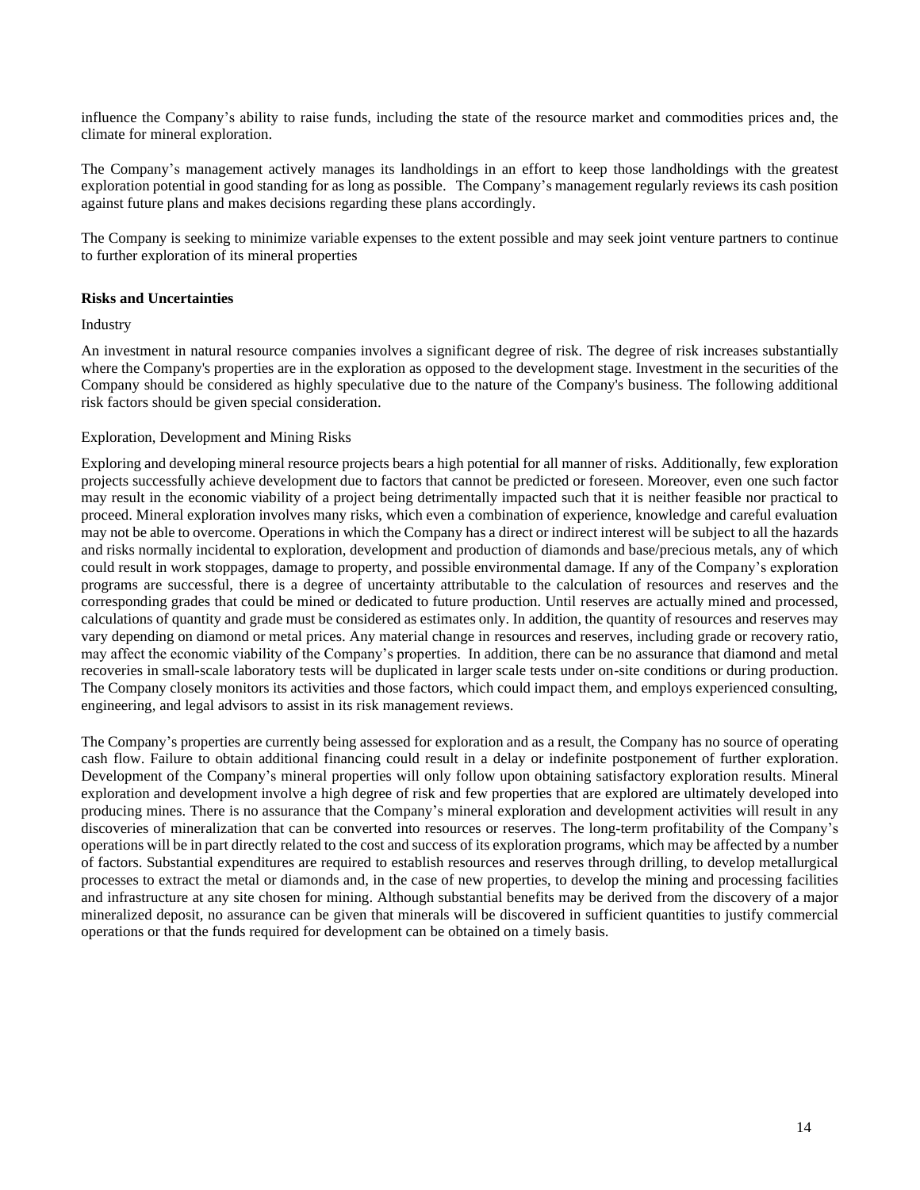influence the Company's ability to raise funds, including the state of the resource market and commodities prices and, the climate for mineral exploration.

The Company's management actively manages its landholdings in an effort to keep those landholdings with the greatest exploration potential in good standing for as long as possible. The Company's management regularly reviews its cash position against future plans and makes decisions regarding these plans accordingly.

The Company is seeking to minimize variable expenses to the extent possible and may seek joint venture partners to continue to further exploration of its mineral properties

**Risks and Uncertainties**

Industry

An investment in natural resource companies involves a significant degree of risk. The degree of risk increases substantially where the Company's properties are in the exploration as opposed to the development stage. Investment in the securities of the Company should be considered as highly speculative due to the nature of the Company's business. The following additional risk factors should be given special consideration.

Exploration, Development and Mining Risks

Exploring and developing mineral resource projects bears a high potential for all manner of risks. Additionally, few exploration projects successfully achieve development due to factors that cannot be predicted or foreseen. Moreover, even one such factor may result in the economic viability of a project being detrimentally impacted such that it is neither feasible nor practical to proceed. Mineral exploration involves many risks, which even a combination of experience, knowledge and careful evaluation may not be able to overcome. Operations in which the Company has a direct or indirect interest will be subject to all the hazards and risks normally incidental to exploration, development and production of diamonds and base/precious metals, any of which could result in work stoppages, damage to property, and possible environmental damage. If any of the Company's exploration programs are successful, there is a degree of uncertainty attributable to the calculation of resources and reserves and the corresponding grades that could be mined or dedicated to future production. Until reserves are actually mined and processed, calculations of quantity and grade must be considered as estimates only. In addition, the quantity of resources and reserves may vary depending on diamond or metal prices. Any material change in resources and reserves, including grade or recovery ratio, may affect the economic viability of the Company's properties. In addition, there can be no assurance that diamond and metal recoveries in small-scale laboratory tests will be duplicated in larger scale tests under on-site conditions or during production. The Company closely monitors its activities and those factors, which could impact them, and employs experienced consulting, engineering, and legal advisors to assist in its risk management reviews.

The Company's properties are currently being assessed for exploration and as a result, the Company has no source of operating cash flow. Failure to obtain additional financing could result in a delay or indefinite postponement of further exploration. Development of the Company's mineral properties will only follow upon obtaining satisfactory exploration results. Mineral exploration and development involve a high degree of risk and few properties that are explored are ultimately developed into producing mines. There is no assurance that the Company's mineral exploration and development activities will result in any discoveries of mineralization that can be converted into resources or reserves. The long-term profitability of the Company's operations will be in part directly related to the cost and success of its exploration programs, which may be affected by a number of factors. Substantial expenditures are required to establish resources and reserves through drilling, to develop metallurgical processes to extract the metal or diamonds and, in the case of new properties, to develop the mining and processing facilities and infrastructure at any site chosen for mining. Although substantial benefits may be derived from the discovery of a major mineralized deposit, no assurance can be given that minerals will be discovered in sufficient quantities to justify commercial operations or that the funds required for development can be obtained on a timely basis.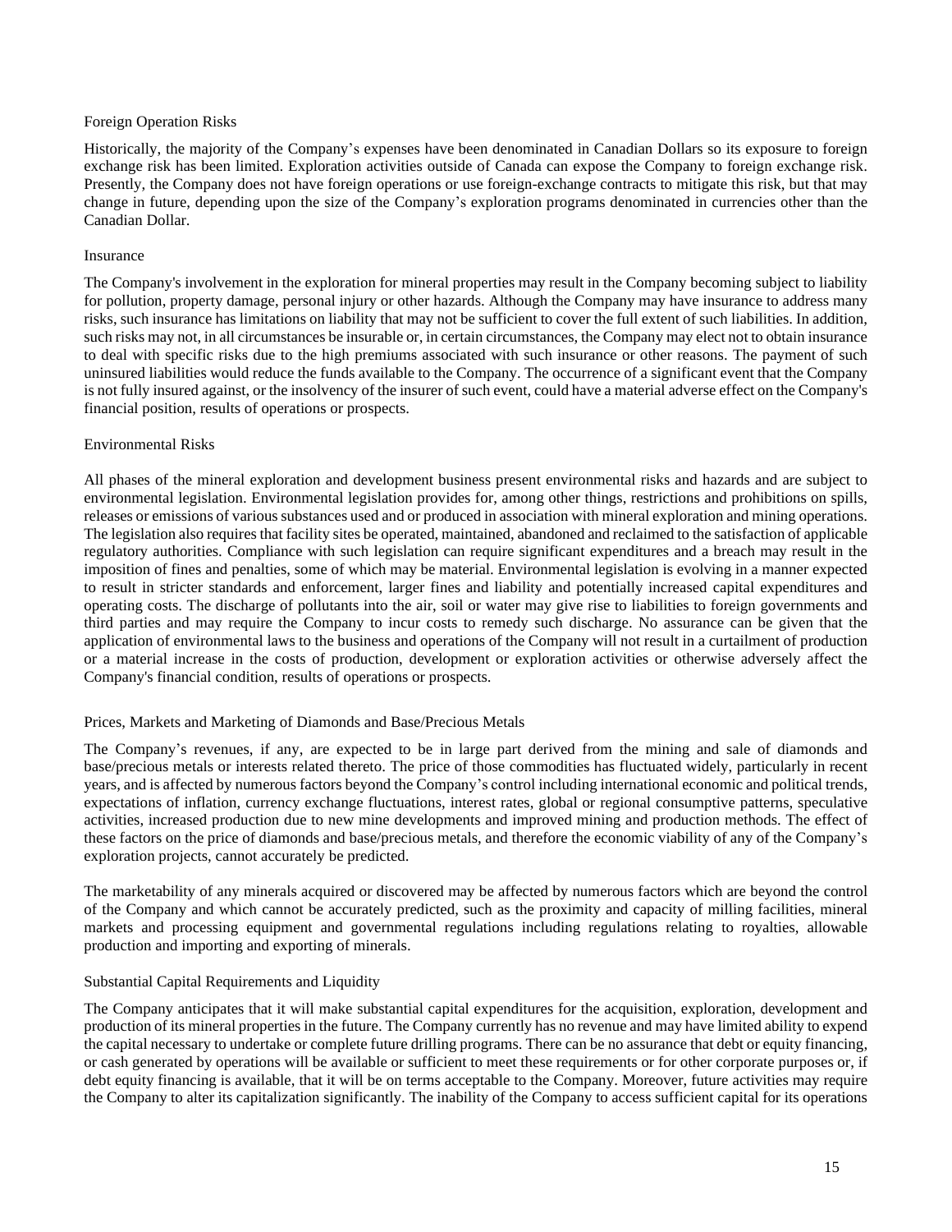### Foreign Operation Risks

Historically, the majority of the Company's expenses have been denominated in Canadian Dollars so its exposure to foreign exchange risk has been limited. Exploration activities outside of Canada can expose the Company to foreign exchange risk. Presently, the Company does not have foreign operations or use foreign-exchange contracts to mitigate this risk, but that may change in future, depending upon the size of the Company's exploration programs denominated in currencies other than the Canadian Dollar.

### Insurance

The Company's involvement in the exploration for mineral properties may result in the Company becoming subject to liability for pollution, property damage, personal injury or other hazards. Although the Company may have insurance to address many risks, such insurance has limitations on liability that may not be sufficient to cover the full extent of such liabilities. In addition, such risks may not, in all circumstances be insurable or, in certain circumstances, the Company may elect not to obtain insurance to deal with specific risks due to the high premiums associated with such insurance or other reasons. The payment of such uninsured liabilities would reduce the funds available to the Company. The occurrence of a significant event that the Company is not fully insured against, or the insolvency of the insurer of such event, could have a material adverse effect on the Company's financial position, results of operations or prospects.

### Environmental Risks

All phases of the mineral exploration and development business present environmental risks and hazards and are subject to environmental legislation. Environmental legislation provides for, among other things, restrictions and prohibitions on spills, releases or emissions of various substances used and or produced in association with mineral exploration and mining operations. The legislation also requires that facility sites be operated, maintained, abandoned and reclaimed to the satisfaction of applicable regulatory authorities. Compliance with such legislation can require significant expenditures and a breach may result in the imposition of fines and penalties, some of which may be material. Environmental legislation is evolving in a manner expected to result in stricter standards and enforcement, larger fines and liability and potentially increased capital expenditures and operating costs. The discharge of pollutants into the air, soil or water may give rise to liabilities to foreign governments and third parties and may require the Company to incur costs to remedy such discharge. No assurance can be given that the application of environmental laws to the business and operations of the Company will not result in a curtailment of production or a material increase in the costs of production, development or exploration activities or otherwise adversely affect the Company's financial condition, results of operations or prospects.

### Prices, Markets and Marketing of Diamonds and Base/Precious Metals

The Company's revenues, if any, are expected to be in large part derived from the mining and sale of diamonds and base/precious metals or interests related thereto. The price of those commodities has fluctuated widely, particularly in recent years, and is affected by numerous factors beyond the Company's control including international economic and political trends, expectations of inflation, currency exchange fluctuations, interest rates, global or regional consumptive patterns, speculative activities, increased production due to new mine developments and improved mining and production methods. The effect of these factors on the price of diamonds and base/precious metals, and therefore the economic viability of any of the Company's exploration projects, cannot accurately be predicted.

The marketability of any minerals acquired or discovered may be affected by numerous factors which are beyond the control of the Company and which cannot be accurately predicted, such as the proximity and capacity of milling facilities, mineral markets and processing equipment and governmental regulations including regulations relating to royalties, allowable production and importing and exporting of minerals.

### Substantial Capital Requirements and Liquidity

The Company anticipates that it will make substantial capital expenditures for the acquisition, exploration, development and production of its mineral properties in the future. The Company currently has no revenue and may have limited ability to expend the capital necessary to undertake or complete future drilling programs. There can be no assurance that debt or equity financing, or cash generated by operations will be available or sufficient to meet these requirements or for other corporate purposes or, if debt equity financing is available, that it will be on terms acceptable to the Company. Moreover, future activities may require the Company to alter its capitalization significantly. The inability of the Company to access sufficient capital for its operations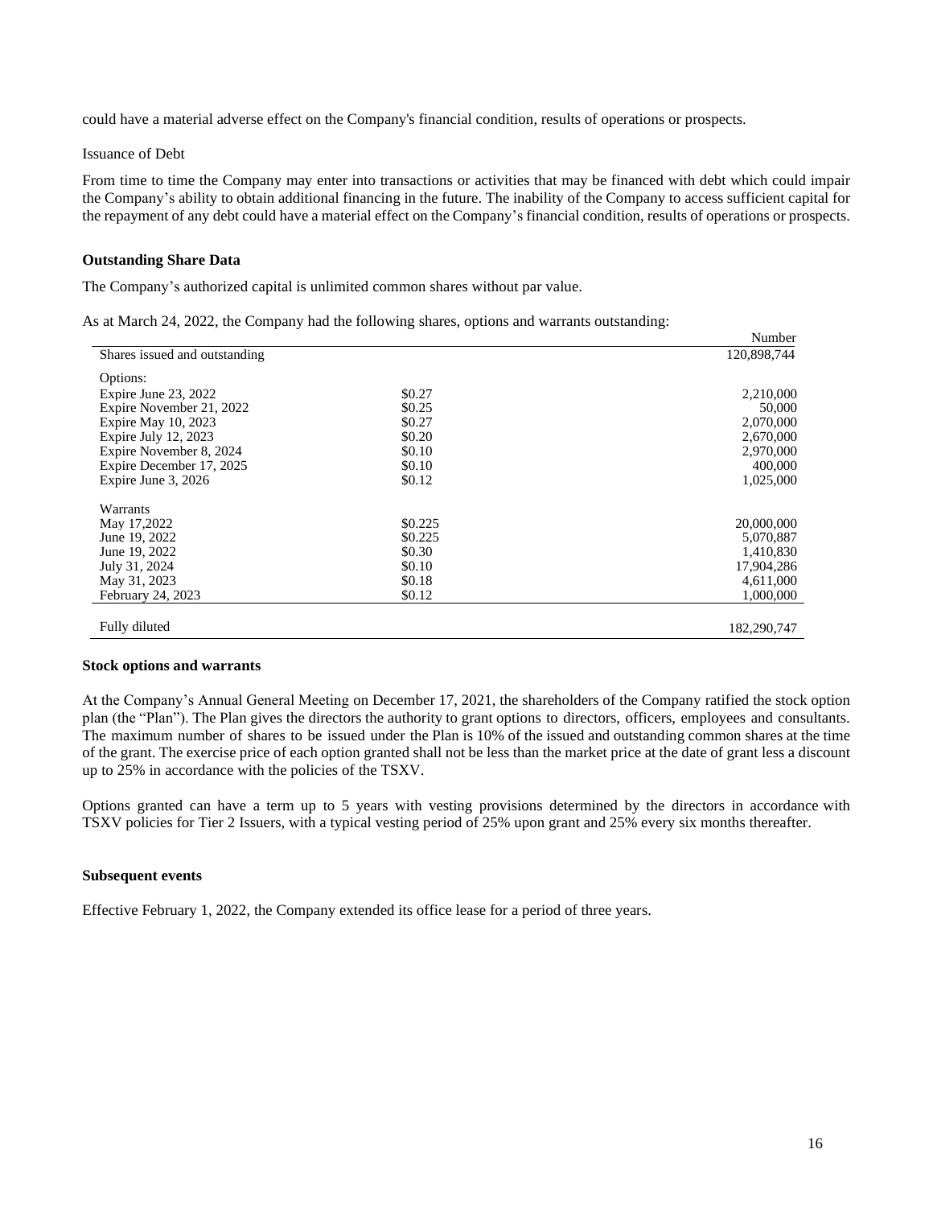could have a material adverse effect on the Company's financial condition, results of operations or prospects.

Issuance of Debt

From time to time the Company may enter into transactions or activities that may be financed with debt which could impair the Company's ability to obtain additional financing in the future. The inability of the Company to access sufficient capital for the repayment of any debt could have a material effect on the Company's financial condition, results of operations or prospects.

**Outstanding Share Data**

The Company's authorized capital is unlimited common shares without par value.

As at March 24, 2022, the Company had the following shares, options and warrants outstanding:

| | | Number |
|---|---|---|
| Shares issued and outstanding | | 120,898,744 |
| Options: | | |
| Expire June 23, 2022 | $0.27 | 2,210,000 |
| Expire November 21, 2022 | $0.25 | 50,000 |
| Expire May 10, 2023 | $0.27 | 2,070,000 |
| Expire July 12, 2023 | $0.20 | 2,670,000 |
| Expire November 8, 2024 | $0.10 | 2,970,000 |
| Expire December 17, 2025 | $0.10 | 400,000 |
| Expire June 3, 2026 | $0.12 | 1,025,000 |
| Warrants | | |
| May 17,2022 | $0.225 | 20,000,000 |
| June 19, 2022 | $0.225 | 5,070,887 |
| June 19, 2022 | $0.30 | 1,410,830 |
| July 31, 2024 | $0.10 | 17,904,286 |
| May 31, 2023 | $0.18 | 4,611,000 |
| February 24, 2023 | $0.12 | 1,000,000 |
| Fully diluted | | 182,290,747 |

**Stock options and warrants**

At the Company's Annual General Meeting on December 17, 2021, the shareholders of the Company ratified the stock option plan (the "Plan"). The Plan gives the directors the authority to grant options to directors, officers, employees and consultants. The maximum number of shares to be issued under the Plan is 10% of the issued and outstanding common shares at the time of the grant. The exercise price of each option granted shall not be less than the market price at the date of grant less a discount up to 25% in accordance with the policies of the TSXV.

Options granted can have a term up to 5 years with vesting provisions determined by the directors in accordance with TSXV policies for Tier 2 Issuers, with a typical vesting period of 25% upon grant and 25% every six months thereafter.

**Subsequent events**

Effective February 1, 2022, the Company extended its office lease for a period of three years.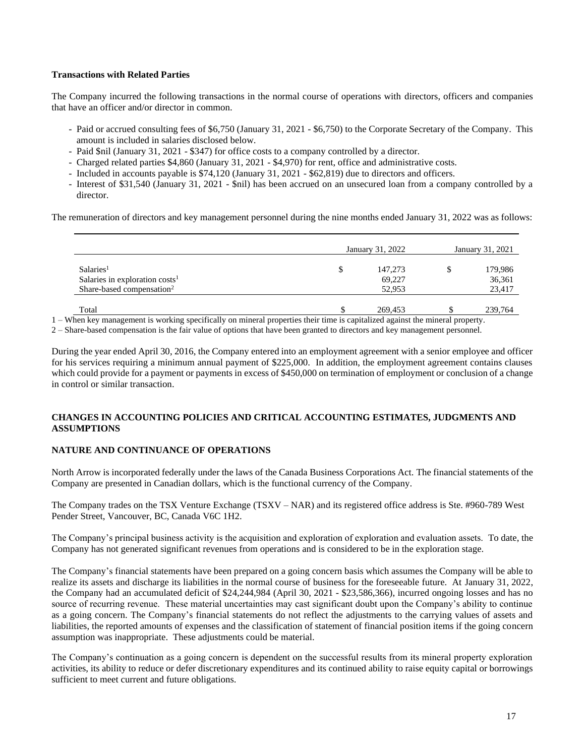**Transactions with Related Parties**

The Company incurred the following transactions in the normal course of operations with directors, officers and companies that have an officer and/or director in common.

- Paid or accrued consulting fees of $6,750 (January 31, 2021 - $6,750) to the Corporate Secretary of the Company. This amount is included in salaries disclosed below.
- Paid $nil (January 31, 2021 - $347) for office costs to a company controlled by a director.
- Charged related parties $4,860 (January 31, 2021 - $4,970) for rent, office and administrative costs.
- Included in accounts payable is $74,120 (January 31, 2021 - $62,819) due to directors and officers.
- Interest of $31,540 (January 31, 2021 - $nil) has been accrued on an unsecured loan from a company controlled by a director.

The remuneration of directors and key management personnel during the nine months ended January 31, 2022 was as follows:

| | January 31, 2022 | January 31, 2021 |
|---|---|---|
| Salaries[1] | $ 147,273 | $ 179,986 |
| Salaries in exploration costs[1] | 69,227 | 36,361 |
| Share-based compensation[2] | 52,953 | 23,417 |
| Total | $ 269,453 | $ 239,764 |

1 – When key management is working specifically on mineral properties their time is capitalized against the mineral property.

2 – Share-based compensation is the fair value of options that have been granted to directors and key management personnel.

During the year ended April 30, 2016, the Company entered into an employment agreement with a senior employee and officer for his services requiring a minimum annual payment of $225,000. In addition, the employment agreement contains clauses which could provide for a payment or payments in excess of $450,000 on termination of employment or conclusion of a change in control or similar transaction.

## CHANGES IN ACCOUNTING POLICIES AND CRITICAL ACCOUNTING ESTIMATES, JUDGMENTS AND ASSUMPTIONS

## NATURE AND CONTINUANCE OF OPERATIONS

North Arrow is incorporated federally under the laws of the Canada Business Corporations Act. The financial statements of the Company are presented in Canadian dollars, which is the functional currency of the Company.

The Company trades on the TSX Venture Exchange (TSXV – NAR) and its registered office address is Ste. #960-789 West Pender Street, Vancouver, BC, Canada V6C 1H2.

The Company's principal business activity is the acquisition and exploration of exploration and evaluation assets. To date, the Company has not generated significant revenues from operations and is considered to be in the exploration stage.

The Company's financial statements have been prepared on a going concern basis which assumes the Company will be able to realize its assets and discharge its liabilities in the normal course of business for the foreseeable future. At January 31, 2022, the Company had an accumulated deficit of $24,244,984 (April 30, 2021 - $23,586,366), incurred ongoing losses and has no source of recurring revenue. These material uncertainties may cast significant doubt upon the Company's ability to continue as a going concern. The Company's financial statements do not reflect the adjustments to the carrying values of assets and liabilities, the reported amounts of expenses and the classification of statement of financial position items if the going concern assumption was inappropriate. These adjustments could be material.

The Company's continuation as a going concern is dependent on the successful results from its mineral property exploration activities, its ability to reduce or defer discretionary expenditures and its continued ability to raise equity capital or borrowings sufficient to meet current and future obligations.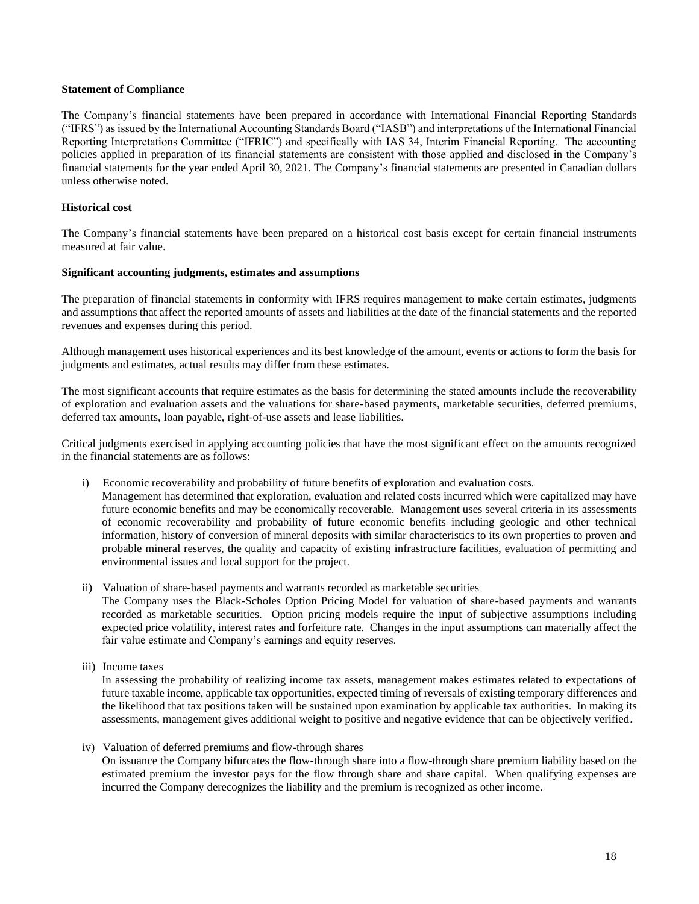**Statement of Compliance**

The Company's financial statements have been prepared in accordance with International Financial Reporting Standards ("IFRS") as issued by the International Accounting Standards Board ("IASB") and interpretations of the International Financial Reporting Interpretations Committee ("IFRIC") and specifically with IAS 34, Interim Financial Reporting. The accounting policies applied in preparation of its financial statements are consistent with those applied and disclosed in the Company's financial statements for the year ended April 30, 2021. The Company's financial statements are presented in Canadian dollars unless otherwise noted.

**Historical cost**

The Company's financial statements have been prepared on a historical cost basis except for certain financial instruments measured at fair value.

**Significant accounting judgments, estimates and assumptions**

The preparation of financial statements in conformity with IFRS requires management to make certain estimates, judgments and assumptions that affect the reported amounts of assets and liabilities at the date of the financial statements and the reported revenues and expenses during this period.

Although management uses historical experiences and its best knowledge of the amount, events or actions to form the basis for judgments and estimates, actual results may differ from these estimates.

The most significant accounts that require estimates as the basis for determining the stated amounts include the recoverability of exploration and evaluation assets and the valuations for share-based payments, marketable securities, deferred premiums, deferred tax amounts, loan payable, right-of-use assets and lease liabilities.

Critical judgments exercised in applying accounting policies that have the most significant effect on the amounts recognized in the financial statements are as follows:

i) Economic recoverability and probability of future benefits of exploration and evaluation costs.
Management has determined that exploration, evaluation and related costs incurred which were capitalized may have future economic benefits and may be economically recoverable. Management uses several criteria in its assessments of economic recoverability and probability of future economic benefits including geologic and other technical information, history of conversion of mineral deposits with similar characteristics to its own properties to proven and probable mineral reserves, the quality and capacity of existing infrastructure facilities, evaluation of permitting and environmental issues and local support for the project.

ii) Valuation of share-based payments and warrants recorded as marketable securities
The Company uses the Black-Scholes Option Pricing Model for valuation of share-based payments and warrants recorded as marketable securities. Option pricing models require the input of subjective assumptions including expected price volatility, interest rates and forfeiture rate. Changes in the input assumptions can materially affect the fair value estimate and Company's earnings and equity reserves.

iii) Income taxes
In assessing the probability of realizing income tax assets, management makes estimates related to expectations of future taxable income, applicable tax opportunities, expected timing of reversals of existing temporary differences and the likelihood that tax positions taken will be sustained upon examination by applicable tax authorities. In making its assessments, management gives additional weight to positive and negative evidence that can be objectively verified.

iv) Valuation of deferred premiums and flow-through shares
On issuance the Company bifurcates the flow-through share into a flow-through share premium liability based on the estimated premium the investor pays for the flow through share and share capital. When qualifying expenses are incurred the Company derecognizes the liability and the premium is recognized as other income.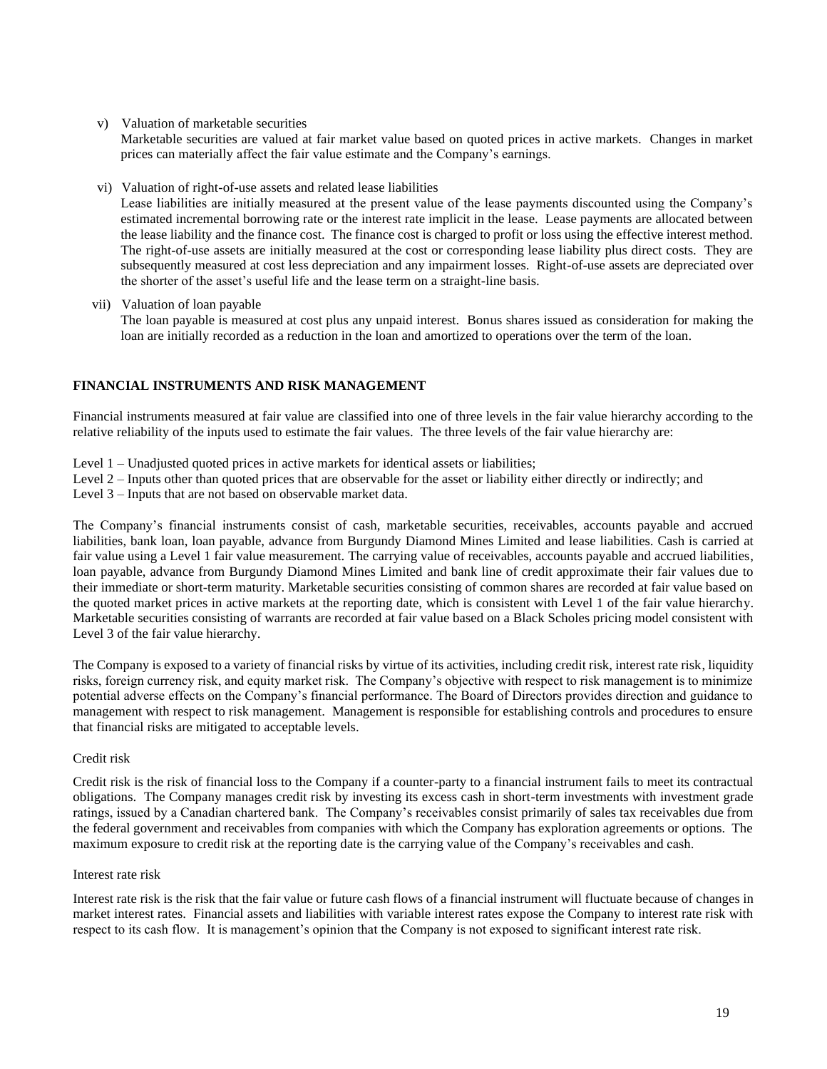v) Valuation of marketable securities

Marketable securities are valued at fair market value based on quoted prices in active markets. Changes in market prices can materially affect the fair value estimate and the Company's earnings.

vi) Valuation of right-of-use assets and related lease liabilities

Lease liabilities are initially measured at the present value of the lease payments discounted using the Company's estimated incremental borrowing rate or the interest rate implicit in the lease. Lease payments are allocated between the lease liability and the finance cost. The finance cost is charged to profit or loss using the effective interest method. The right-of-use assets are initially measured at the cost or corresponding lease liability plus direct costs. They are subsequently measured at cost less depreciation and any impairment losses. Right-of-use assets are depreciated over the shorter of the asset's useful life and the lease term on a straight-line basis.

vii) Valuation of loan payable

The loan payable is measured at cost plus any unpaid interest. Bonus shares issued as consideration for making the loan are initially recorded as a reduction in the loan and amortized to operations over the term of the loan.

## FINANCIAL INSTRUMENTS AND RISK MANAGEMENT

Financial instruments measured at fair value are classified into one of three levels in the fair value hierarchy according to the relative reliability of the inputs used to estimate the fair values. The three levels of the fair value hierarchy are:

Level 1 – Unadjusted quoted prices in active markets for identical assets or liabilities;
Level 2 – Inputs other than quoted prices that are observable for the asset or liability either directly or indirectly; and
Level 3 – Inputs that are not based on observable market data.

The Company's financial instruments consist of cash, marketable securities, receivables, accounts payable and accrued liabilities, bank loan, loan payable, advance from Burgundy Diamond Mines Limited and lease liabilities. Cash is carried at fair value using a Level 1 fair value measurement. The carrying value of receivables, accounts payable and accrued liabilities, loan payable, advance from Burgundy Diamond Mines Limited and bank line of credit approximate their fair values due to their immediate or short-term maturity. Marketable securities consisting of common shares are recorded at fair value based on the quoted market prices in active markets at the reporting date, which is consistent with Level 1 of the fair value hierarchy. Marketable securities consisting of warrants are recorded at fair value based on a Black Scholes pricing model consistent with Level 3 of the fair value hierarchy.

The Company is exposed to a variety of financial risks by virtue of its activities, including credit risk, interest rate risk, liquidity risks, foreign currency risk, and equity market risk. The Company's objective with respect to risk management is to minimize potential adverse effects on the Company's financial performance. The Board of Directors provides direction and guidance to management with respect to risk management. Management is responsible for establishing controls and procedures to ensure that financial risks are mitigated to acceptable levels.

### Credit risk

Credit risk is the risk of financial loss to the Company if a counter-party to a financial instrument fails to meet its contractual obligations. The Company manages credit risk by investing its excess cash in short-term investments with investment grade ratings, issued by a Canadian chartered bank. The Company's receivables consist primarily of sales tax receivables due from the federal government and receivables from companies with which the Company has exploration agreements or options. The maximum exposure to credit risk at the reporting date is the carrying value of the Company's receivables and cash.

### Interest rate risk

Interest rate risk is the risk that the fair value or future cash flows of a financial instrument will fluctuate because of changes in market interest rates. Financial assets and liabilities with variable interest rates expose the Company to interest rate risk with respect to its cash flow. It is management's opinion that the Company is not exposed to significant interest rate risk.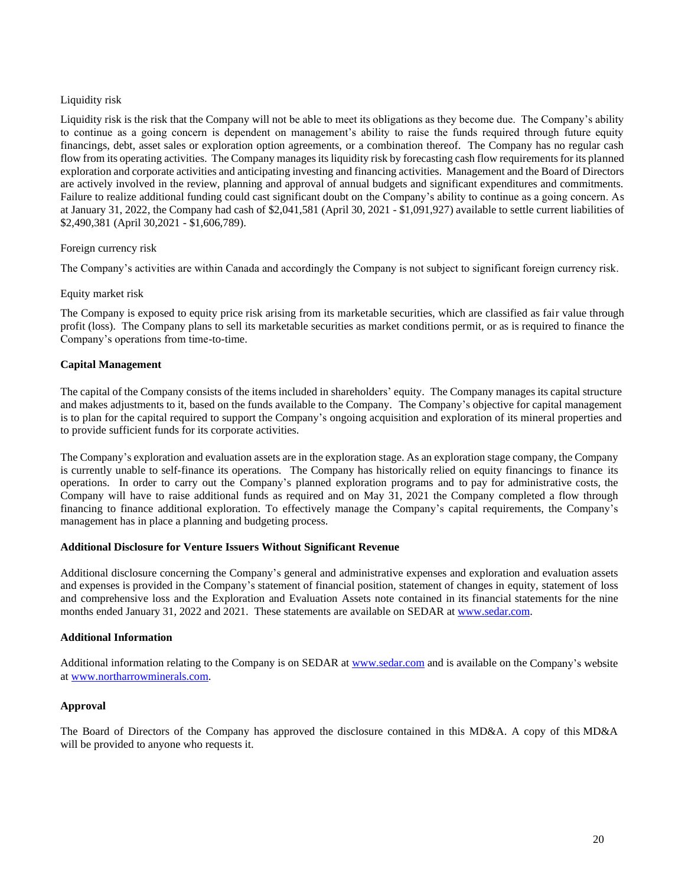Liquidity risk

Liquidity risk is the risk that the Company will not be able to meet its obligations as they become due. The Company's ability to continue as a going concern is dependent on management's ability to raise the funds required through future equity financings, debt, asset sales or exploration option agreements, or a combination thereof. The Company has no regular cash flow from its operating activities. The Company manages its liquidity risk by forecasting cash flow requirements for its planned exploration and corporate activities and anticipating investing and financing activities. Management and the Board of Directors are actively involved in the review, planning and approval of annual budgets and significant expenditures and commitments. Failure to realize additional funding could cast significant doubt on the Company's ability to continue as a going concern. As at January 31, 2022, the Company had cash of $2,041,581 (April 30, 2021 - $1,091,927) available to settle current liabilities of $2,490,381 (April 30,2021 - $1,606,789).

Foreign currency risk

The Company's activities are within Canada and accordingly the Company is not subject to significant foreign currency risk.

Equity market risk

The Company is exposed to equity price risk arising from its marketable securities, which are classified as fair value through profit (loss). The Company plans to sell its marketable securities as market conditions permit, or as is required to finance the Company's operations from time-to-time.

**Capital Management**

The capital of the Company consists of the items included in shareholders' equity. The Company manages its capital structure and makes adjustments to it, based on the funds available to the Company. The Company's objective for capital management is to plan for the capital required to support the Company's ongoing acquisition and exploration of its mineral properties and to provide sufficient funds for its corporate activities.

The Company's exploration and evaluation assets are in the exploration stage. As an exploration stage company, the Company is currently unable to self-finance its operations. The Company has historically relied on equity financings to finance its operations. In order to carry out the Company's planned exploration programs and to pay for administrative costs, the Company will have to raise additional funds as required and on May 31, 2021 the Company completed a flow through financing to finance additional exploration. To effectively manage the Company's capital requirements, the Company's management has in place a planning and budgeting process.

**Additional Disclosure for Venture Issuers Without Significant Revenue**

Additional disclosure concerning the Company's general and administrative expenses and exploration and evaluation assets and expenses is provided in the Company's statement of financial position, statement of changes in equity, statement of loss and comprehensive loss and the Exploration and Evaluation Assets note contained in its financial statements for the nine months ended January 31, 2022 and 2021. These statements are available on SEDAR at www.sedar.com.

**Additional Information**

Additional information relating to the Company is on SEDAR at www.sedar.com and is available on the Company's website at www.northarrowminerals.com.

**Approval**

The Board of Directors of the Company has approved the disclosure contained in this MD&A. A copy of this MD&A will be provided to anyone who requests it.